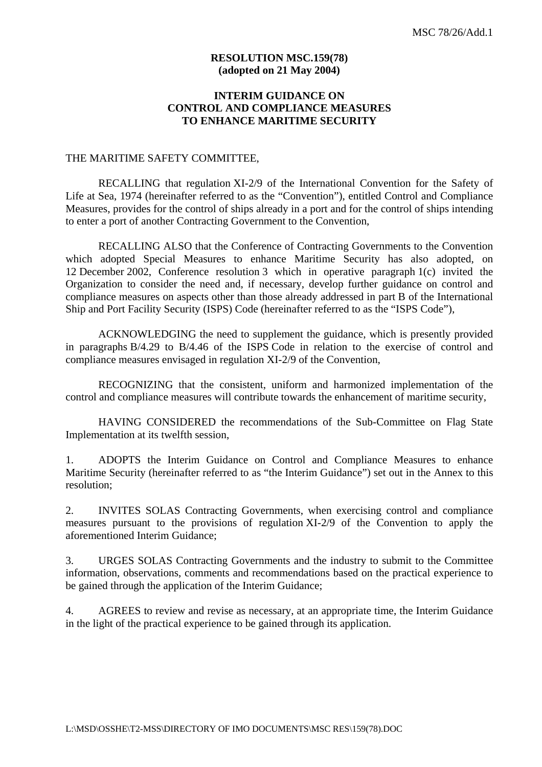**RESOLUTION MSC.159(78)**
**(adopted on 21 May 2004)**

**INTERIM GUIDANCE ON CONTROL AND COMPLIANCE MEASURES TO ENHANCE MARITIME SECURITY**

THE MARITIME SAFETY COMMITTEE,

RECALLING that regulation XI-2/9 of the International Convention for the Safety of Life at Sea, 1974 (hereinafter referred to as the "Convention"), entitled Control and Compliance Measures, provides for the control of ships already in a port and for the control of ships intending to enter a port of another Contracting Government to the Convention,

RECALLING ALSO that the Conference of Contracting Governments to the Convention which adopted Special Measures to enhance Maritime Security has also adopted, on 12 December 2002, Conference resolution 3 which in operative paragraph 1(c) invited the Organization to consider the need and, if necessary, develop further guidance on control and compliance measures on aspects other than those already addressed in part B of the International Ship and Port Facility Security (ISPS) Code (hereinafter referred to as the "ISPS Code"),

ACKNOWLEDGING the need to supplement the guidance, which is presently provided in paragraphs B/4.29 to B/4.46 of the ISPS Code in relation to the exercise of control and compliance measures envisaged in regulation XI-2/9 of the Convention,

RECOGNIZING that the consistent, uniform and harmonized implementation of the control and compliance measures will contribute towards the enhancement of maritime security,

HAVING CONSIDERED the recommendations of the Sub-Committee on Flag State Implementation at its twelfth session,

1. ADOPTS the Interim Guidance on Control and Compliance Measures to enhance Maritime Security (hereinafter referred to as "the Interim Guidance") set out in the Annex to this resolution;

2. INVITES SOLAS Contracting Governments, when exercising control and compliance measures pursuant to the provisions of regulation XI-2/9 of the Convention to apply the aforementioned Interim Guidance;

3. URGES SOLAS Contracting Governments and the industry to submit to the Committee information, observations, comments and recommendations based on the practical experience to be gained through the application of the Interim Guidance;

4. AGREES to review and revise as necessary, at an appropriate time, the Interim Guidance in the light of the practical experience to be gained through its application.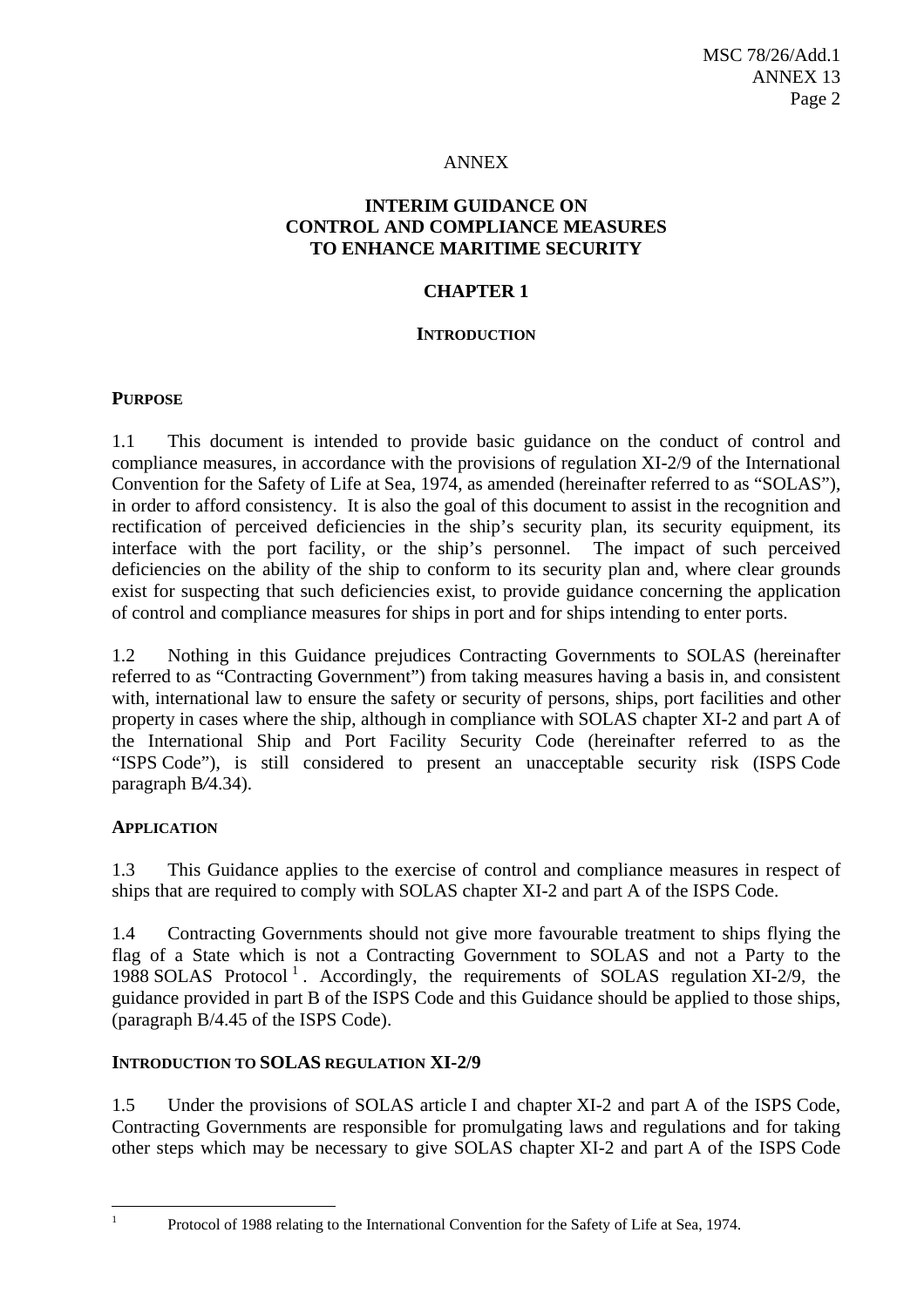ANNEX

# INTERIM GUIDANCE ON CONTROL AND COMPLIANCE MEASURES TO ENHANCE MARITIME SECURITY

## CHAPTER 1

### INTRODUCTION

**PURPOSE**

1.1 This document is intended to provide basic guidance on the conduct of control and compliance measures, in accordance with the provisions of regulation XI-2/9 of the International Convention for the Safety of Life at Sea, 1974, as amended (hereinafter referred to as "SOLAS"), in order to afford consistency. It is also the goal of this document to assist in the recognition and rectification of perceived deficiencies in the ship's security plan, its security equipment, its interface with the port facility, or the ship's personnel. The impact of such perceived deficiencies on the ability of the ship to conform to its security plan and, where clear grounds exist for suspecting that such deficiencies exist, to provide guidance concerning the application of control and compliance measures for ships in port and for ships intending to enter ports.

1.2 Nothing in this Guidance prejudices Contracting Governments to SOLAS (hereinafter referred to as "Contracting Government") from taking measures having a basis in, and consistent with, international law to ensure the safety or security of persons, ships, port facilities and other property in cases where the ship, although in compliance with SOLAS chapter XI-2 and part A of the International Ship and Port Facility Security Code (hereinafter referred to as the "ISPS Code"), is still considered to present an unacceptable security risk (ISPS Code paragraph B/4.34).

**APPLICATION**

1.3 This Guidance applies to the exercise of control and compliance measures in respect of ships that are required to comply with SOLAS chapter XI-2 and part A of the ISPS Code.

1.4 Contracting Governments should not give more favourable treatment to ships flying the flag of a State which is not a Contracting Government to SOLAS and not a Party to the 1988 SOLAS Protocol [1]. Accordingly, the requirements of SOLAS regulation XI-2/9, the guidance provided in part B of the ISPS Code and this Guidance should be applied to those ships, (paragraph B/4.45 of the ISPS Code).

**INTRODUCTION TO SOLAS REGULATION XI-2/9**

1.5 Under the provisions of SOLAS article I and chapter XI-2 and part A of the ISPS Code, Contracting Governments are responsible for promulgating laws and regulations and for taking other steps which may be necessary to give SOLAS chapter XI-2 and part A of the ISPS Code

[1] Protocol of 1988 relating to the International Convention for the Safety of Life at Sea, 1974.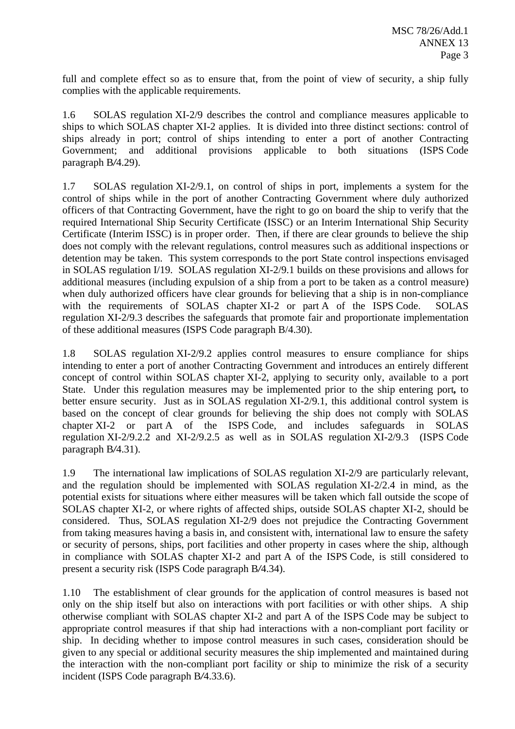full and complete effect so as to ensure that, from the point of view of security, a ship fully complies with the applicable requirements.

1.6 SOLAS regulation XI-2/9 describes the control and compliance measures applicable to ships to which SOLAS chapter XI-2 applies. It is divided into three distinct sections: control of ships already in port; control of ships intending to enter a port of another Contracting Government; and additional provisions applicable to both situations (ISPS Code paragraph B/4.29).

1.7 SOLAS regulation XI-2/9.1, on control of ships in port, implements a system for the control of ships while in the port of another Contracting Government where duly authorized officers of that Contracting Government, have the right to go on board the ship to verify that the required International Ship Security Certificate (ISSC) or an Interim International Ship Security Certificate (Interim ISSC) is in proper order. Then, if there are clear grounds to believe the ship does not comply with the relevant regulations, control measures such as additional inspections or detention may be taken. This system corresponds to the port State control inspections envisaged in SOLAS regulation I/19. SOLAS regulation XI-2/9.1 builds on these provisions and allows for additional measures (including expulsion of a ship from a port to be taken as a control measure) when duly authorized officers have clear grounds for believing that a ship is in non-compliance with the requirements of SOLAS chapter XI-2 or part A of the ISPS Code. SOLAS regulation XI-2/9.3 describes the safeguards that promote fair and proportionate implementation of these additional measures (ISPS Code paragraph B/4.30).

1.8 SOLAS regulation XI-2/9.2 applies control measures to ensure compliance for ships intending to enter a port of another Contracting Government and introduces an entirely different concept of control within SOLAS chapter XI-2, applying to security only, available to a port State. Under this regulation measures may be implemented prior to the ship entering port**,** to better ensure security. Just as in SOLAS regulation XI-2/9.1, this additional control system is based on the concept of clear grounds for believing the ship does not comply with SOLAS chapter XI-2 or part A of the ISPS Code, and includes safeguards in SOLAS regulation XI-2/9.2.2 and XI-2/9.2.5 as well as in SOLAS regulation XI-2/9.3 (ISPS Code paragraph B/4.31).

1.9 The international law implications of SOLAS regulation XI-2/9 are particularly relevant, and the regulation should be implemented with SOLAS regulation XI-2/2.4 in mind, as the potential exists for situations where either measures will be taken which fall outside the scope of SOLAS chapter XI-2, or where rights of affected ships, outside SOLAS chapter XI-2, should be considered. Thus, SOLAS regulation XI-2/9 does not prejudice the Contracting Government from taking measures having a basis in, and consistent with, international law to ensure the safety or security of persons, ships, port facilities and other property in cases where the ship, although in compliance with SOLAS chapter XI-2 and part A of the ISPS Code, is still considered to present a security risk (ISPS Code paragraph B/4.34).

1.10 The establishment of clear grounds for the application of control measures is based not only on the ship itself but also on interactions with port facilities or with other ships. A ship otherwise compliant with SOLAS chapter XI-2 and part A of the ISPS Code may be subject to appropriate control measures if that ship had interactions with a non-compliant port facility or ship. In deciding whether to impose control measures in such cases, consideration should be given to any special or additional security measures the ship implemented and maintained during the interaction with the non-compliant port facility or ship to minimize the risk of a security incident (ISPS Code paragraph B/4.33.6).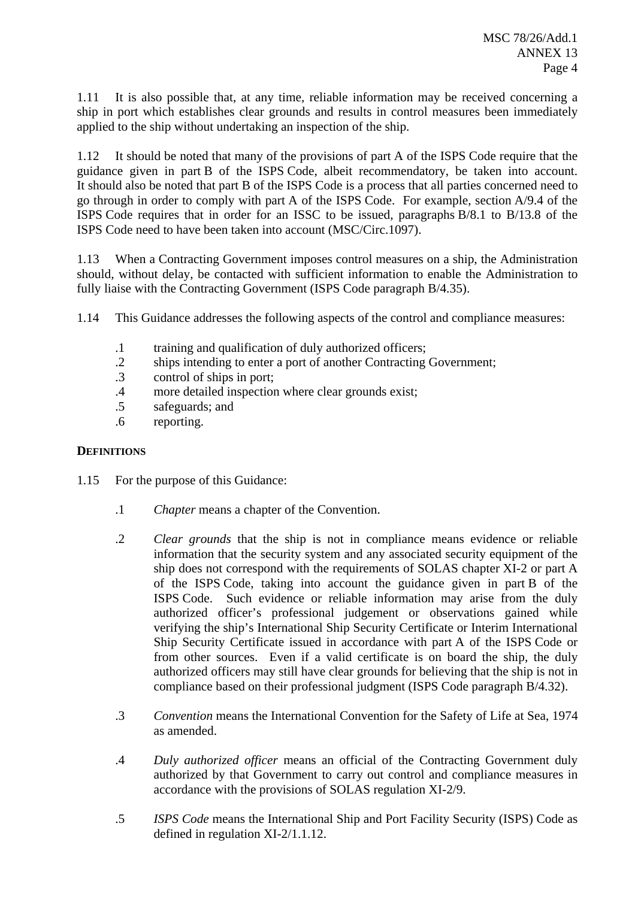1.11 It is also possible that, at any time, reliable information may be received concerning a ship in port which establishes clear grounds and results in control measures been immediately applied to the ship without undertaking an inspection of the ship.

1.12 It should be noted that many of the provisions of part A of the ISPS Code require that the guidance given in part B of the ISPS Code, albeit recommendatory, be taken into account. It should also be noted that part B of the ISPS Code is a process that all parties concerned need to go through in order to comply with part A of the ISPS Code. For example, section A/9.4 of the ISPS Code requires that in order for an ISSC to be issued, paragraphs B/8.1 to B/13.8 of the ISPS Code need to have been taken into account (MSC/Circ.1097).

1.13 When a Contracting Government imposes control measures on a ship, the Administration should, without delay, be contacted with sufficient information to enable the Administration to fully liaise with the Contracting Government (ISPS Code paragraph B/4.35).

1.14 This Guidance addresses the following aspects of the control and compliance measures:

- .1 training and qualification of duly authorized officers;
- .2 ships intending to enter a port of another Contracting Government;
- .3 control of ships in port;
- .4 more detailed inspection where clear grounds exist;
- .5 safeguards; and
- .6 reporting.

**DEFINITIONS**

1.15 For the purpose of this Guidance:

.1 *Chapter* means a chapter of the Convention.

.2 *Clear grounds* that the ship is not in compliance means evidence or reliable information that the security system and any associated security equipment of the ship does not correspond with the requirements of SOLAS chapter XI-2 or part A of the ISPS Code, taking into account the guidance given in part B of the ISPS Code. Such evidence or reliable information may arise from the duly authorized officer's professional judgement or observations gained while verifying the ship's International Ship Security Certificate or Interim International Ship Security Certificate issued in accordance with part A of the ISPS Code or from other sources. Even if a valid certificate is on board the ship, the duly authorized officers may still have clear grounds for believing that the ship is not in compliance based on their professional judgment (ISPS Code paragraph B/4.32).

.3 *Convention* means the International Convention for the Safety of Life at Sea, 1974 as amended.

.4 *Duly authorized officer* means an official of the Contracting Government duly authorized by that Government to carry out control and compliance measures in accordance with the provisions of SOLAS regulation XI-2/9.

.5 *ISPS Code* means the International Ship and Port Facility Security (ISPS) Code as defined in regulation XI-2/1.1.12.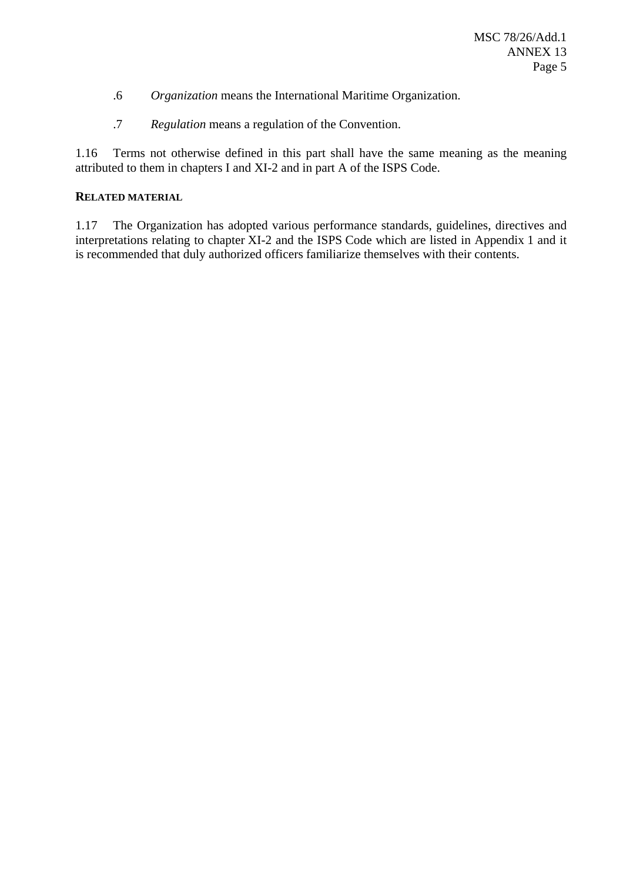.6 *Organization* means the International Maritime Organization.

.7 *Regulation* means a regulation of the Convention.

1.16 Terms not otherwise defined in this part shall have the same meaning as the meaning attributed to them in chapters I and XI-2 and in part A of the ISPS Code.

**RELATED MATERIAL**

1.17 The Organization has adopted various performance standards, guidelines, directives and interpretations relating to chapter XI-2 and the ISPS Code which are listed in Appendix 1 and it is recommended that duly authorized officers familiarize themselves with their contents.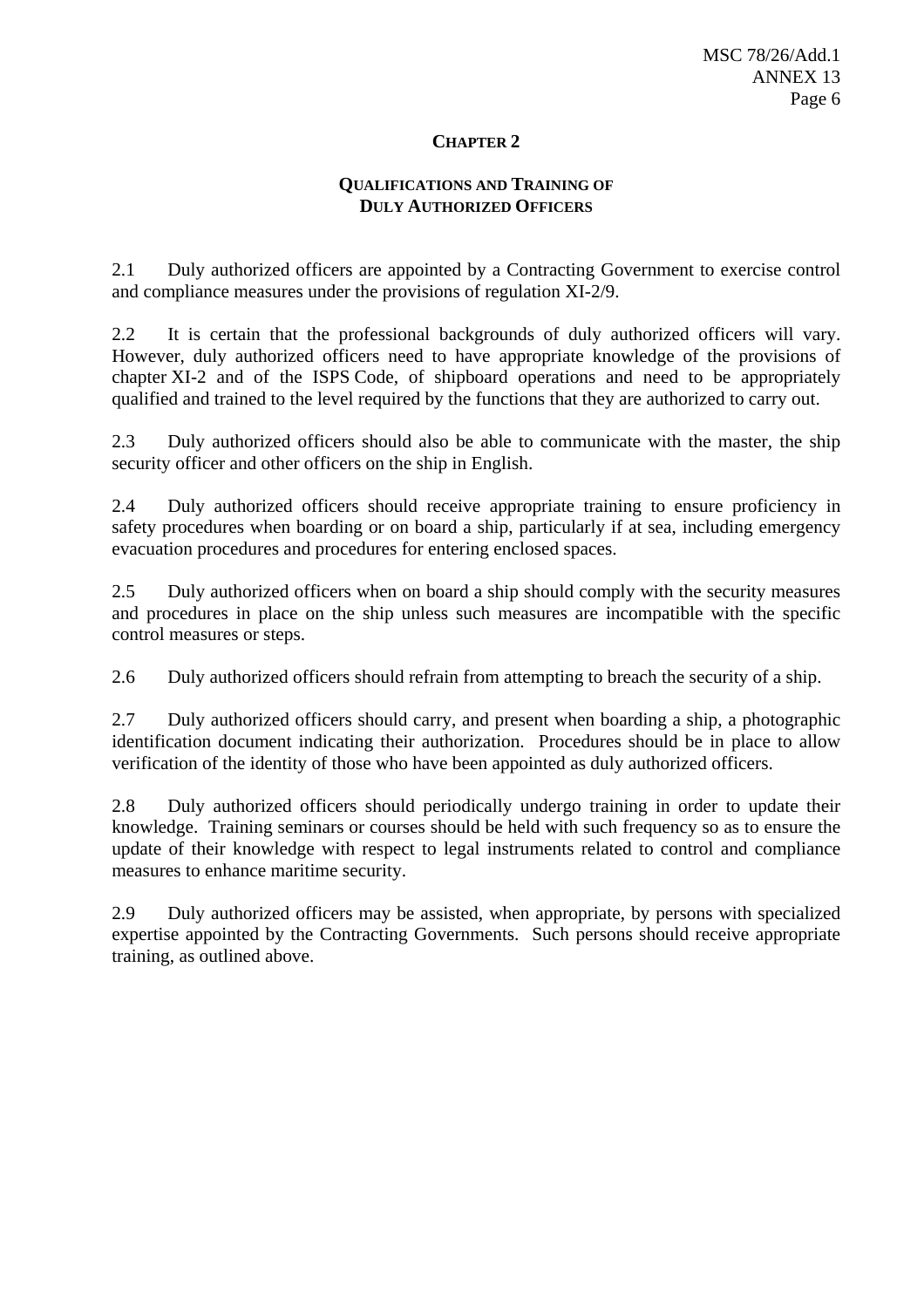## CHAPTER 2

### QUALIFICATIONS AND TRAINING OF DULY AUTHORIZED OFFICERS

2.1 Duly authorized officers are appointed by a Contracting Government to exercise control and compliance measures under the provisions of regulation XI-2/9.

2.2 It is certain that the professional backgrounds of duly authorized officers will vary. However, duly authorized officers need to have appropriate knowledge of the provisions of chapter XI-2 and of the ISPS Code, of shipboard operations and need to be appropriately qualified and trained to the level required by the functions that they are authorized to carry out.

2.3 Duly authorized officers should also be able to communicate with the master, the ship security officer and other officers on the ship in English.

2.4 Duly authorized officers should receive appropriate training to ensure proficiency in safety procedures when boarding or on board a ship, particularly if at sea, including emergency evacuation procedures and procedures for entering enclosed spaces.

2.5 Duly authorized officers when on board a ship should comply with the security measures and procedures in place on the ship unless such measures are incompatible with the specific control measures or steps.

2.6 Duly authorized officers should refrain from attempting to breach the security of a ship.

2.7 Duly authorized officers should carry, and present when boarding a ship, a photographic identification document indicating their authorization. Procedures should be in place to allow verification of the identity of those who have been appointed as duly authorized officers.

2.8 Duly authorized officers should periodically undergo training in order to update their knowledge. Training seminars or courses should be held with such frequency so as to ensure the update of their knowledge with respect to legal instruments related to control and compliance measures to enhance maritime security.

2.9 Duly authorized officers may be assisted, when appropriate, by persons with specialized expertise appointed by the Contracting Governments. Such persons should receive appropriate training, as outlined above.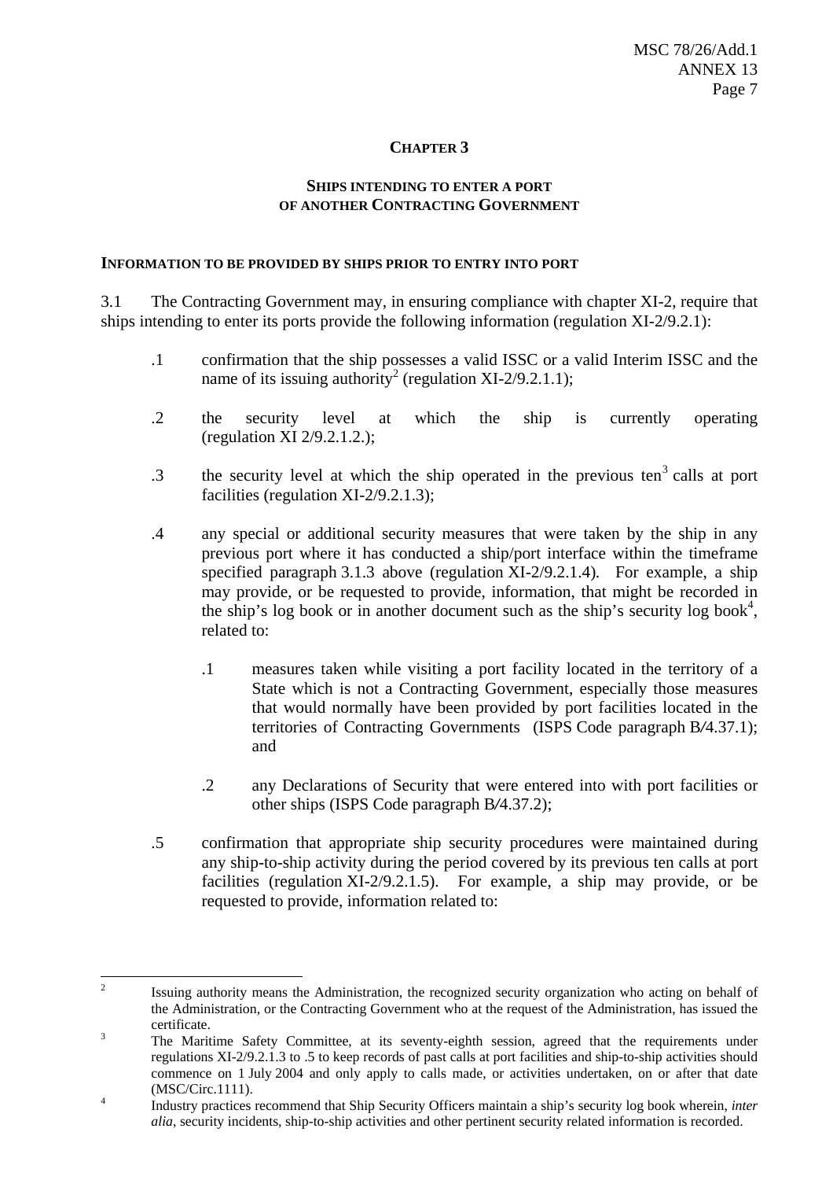## CHAPTER 3

### SHIPS INTENDING TO ENTER A PORT OF ANOTHER CONTRACTING GOVERNMENT

#### INFORMATION TO BE PROVIDED BY SHIPS PRIOR TO ENTRY INTO PORT

3.1 The Contracting Government may, in ensuring compliance with chapter XI-2, require that ships intending to enter its ports provide the following information (regulation XI-2/9.2.1):

.1 confirmation that the ship possesses a valid ISSC or a valid Interim ISSC and the name of its issuing authority[2] (regulation XI-2/9.2.1.1);

.2 the security level at which the ship is currently operating (regulation XI 2/9.2.1.2.);

.3 the security level at which the ship operated in the previous ten[3] calls at port facilities (regulation XI-2/9.2.1.3);

.4 any special or additional security measures that were taken by the ship in any previous port where it has conducted a ship/port interface within the timeframe specified paragraph 3.1.3 above (regulation XI-2/9.2.1.4). For example, a ship may provide, or be requested to provide, information, that might be recorded in the ship's log book or in another document such as the ship's security log book[4], related to:

.1 measures taken while visiting a port facility located in the territory of a State which is not a Contracting Government, especially those measures that would normally have been provided by port facilities located in the territories of Contracting Governments (ISPS Code paragraph B/4.37.1); and

.2 any Declarations of Security that were entered into with port facilities or other ships (ISPS Code paragraph B/4.37.2);

.5 confirmation that appropriate ship security procedures were maintained during any ship-to-ship activity during the period covered by its previous ten calls at port facilities (regulation XI-2/9.2.1.5). For example, a ship may provide, or be requested to provide, information related to:

---

[2] Issuing authority means the Administration, the recognized security organization who acting on behalf of the Administration, or the Contracting Government who at the request of the Administration, has issued the certificate.

[3] The Maritime Safety Committee, at its seventy-eighth session, agreed that the requirements under regulations XI-2/9.2.1.3 to .5 to keep records of past calls at port facilities and ship-to-ship activities should commence on 1 July 2004 and only apply to calls made, or activities undertaken, on or after that date (MSC/Circ.1111).

[4] Industry practices recommend that Ship Security Officers maintain a ship's security log book wherein, *inter alia*, security incidents, ship-to-ship activities and other pertinent security related information is recorded.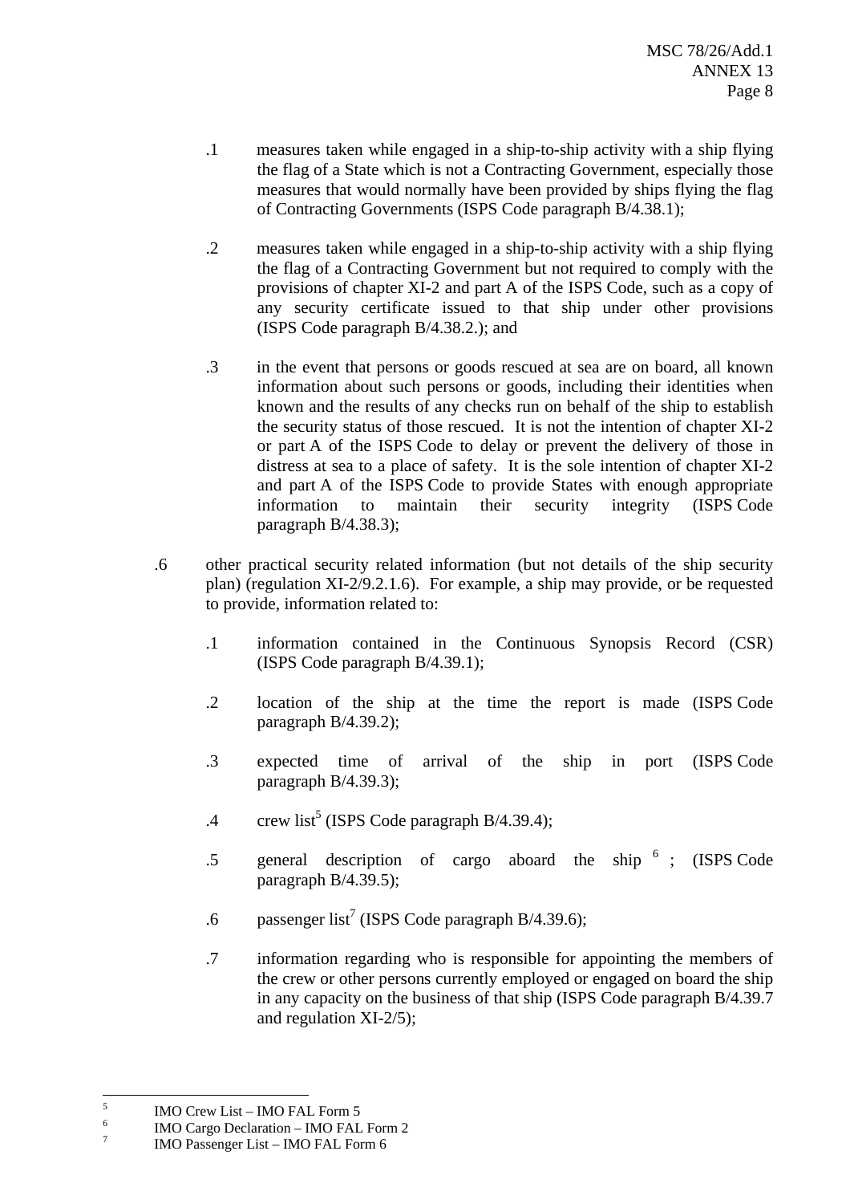.1 measures taken while engaged in a ship-to-ship activity with a ship flying the flag of a State which is not a Contracting Government, especially those measures that would normally have been provided by ships flying the flag of Contracting Governments (ISPS Code paragraph B/4.38.1);

.2 measures taken while engaged in a ship-to-ship activity with a ship flying the flag of a Contracting Government but not required to comply with the provisions of chapter XI-2 and part A of the ISPS Code, such as a copy of any security certificate issued to that ship under other provisions (ISPS Code paragraph B/4.38.2.); and

.3 in the event that persons or goods rescued at sea are on board, all known information about such persons or goods, including their identities when known and the results of any checks run on behalf of the ship to establish the security status of those rescued. It is not the intention of chapter XI-2 or part A of the ISPS Code to delay or prevent the delivery of those in distress at sea to a place of safety. It is the sole intention of chapter XI-2 and part A of the ISPS Code to provide States with enough appropriate information to maintain their security integrity (ISPS Code paragraph B/4.38.3);

.6 other practical security related information (but not details of the ship security plan) (regulation XI-2/9.2.1.6). For example, a ship may provide, or be requested to provide, information related to:

.1 information contained in the Continuous Synopsis Record (CSR) (ISPS Code paragraph B/4.39.1);

.2 location of the ship at the time the report is made (ISPS Code paragraph B/4.39.2);

.3 expected time of arrival of the ship in port (ISPS Code paragraph B/4.39.3);

.4 crew list[5] (ISPS Code paragraph B/4.39.4);

.5 general description of cargo aboard the ship [6] ; (ISPS Code paragraph B/4.39.5);

.6 passenger list[7] (ISPS Code paragraph B/4.39.6);

.7 information regarding who is responsible for appointing the members of the crew or other persons currently employed or engaged on board the ship in any capacity on the business of that ship (ISPS Code paragraph B/4.39.7 and regulation XI-2/5);

---

[5] IMO Crew List – IMO FAL Form 5

[6] IMO Cargo Declaration – IMO FAL Form 2

[7] IMO Passenger List – IMO FAL Form 6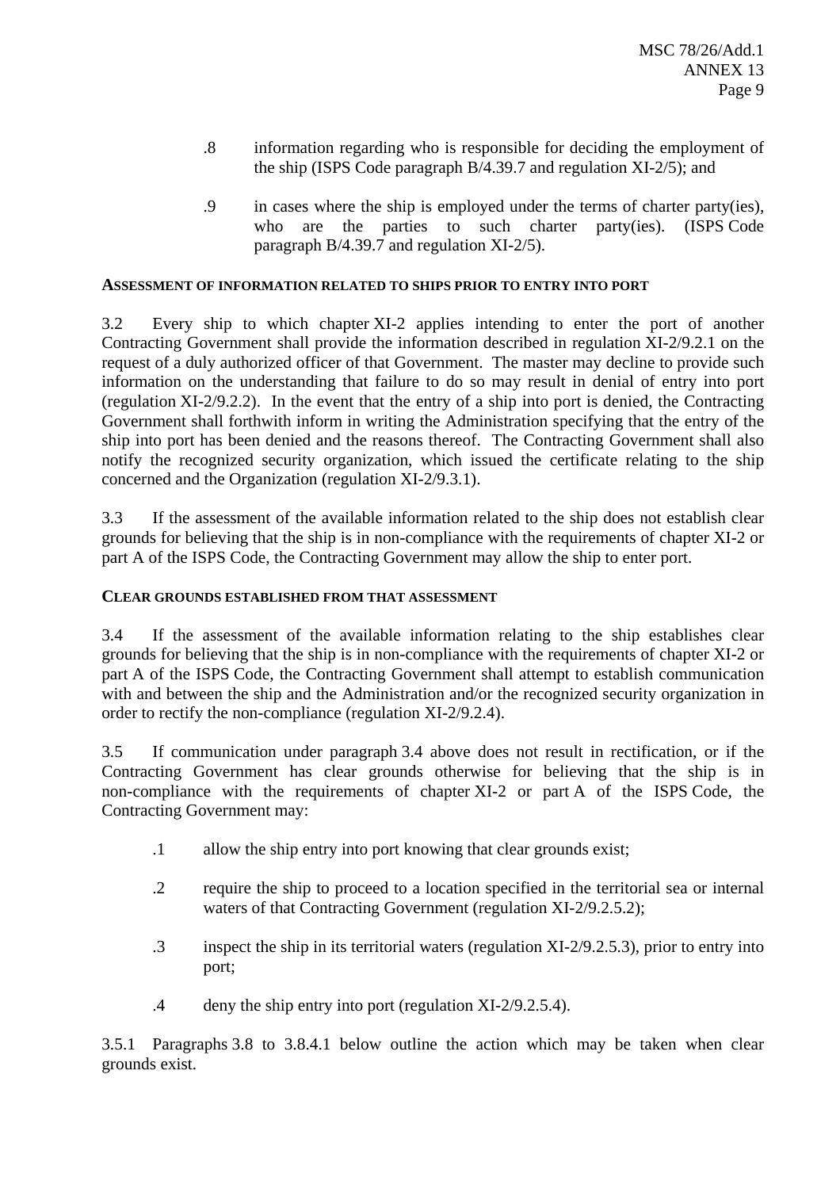.8 information regarding who is responsible for deciding the employment of the ship (ISPS Code paragraph B/4.39.7 and regulation XI-2/5); and

.9 in cases where the ship is employed under the terms of charter party(ies), who are the parties to such charter party(ies). (ISPS Code paragraph B/4.39.7 and regulation XI-2/5).

**ASSESSMENT OF INFORMATION RELATED TO SHIPS PRIOR TO ENTRY INTO PORT**

3.2 Every ship to which chapter XI-2 applies intending to enter the port of another Contracting Government shall provide the information described in regulation XI-2/9.2.1 on the request of a duly authorized officer of that Government. The master may decline to provide such information on the understanding that failure to do so may result in denial of entry into port (regulation XI-2/9.2.2). In the event that the entry of a ship into port is denied, the Contracting Government shall forthwith inform in writing the Administration specifying that the entry of the ship into port has been denied and the reasons thereof. The Contracting Government shall also notify the recognized security organization, which issued the certificate relating to the ship concerned and the Organization (regulation XI-2/9.3.1).

3.3 If the assessment of the available information related to the ship does not establish clear grounds for believing that the ship is in non-compliance with the requirements of chapter XI-2 or part A of the ISPS Code, the Contracting Government may allow the ship to enter port.

**CLEAR GROUNDS ESTABLISHED FROM THAT ASSESSMENT**

3.4 If the assessment of the available information relating to the ship establishes clear grounds for believing that the ship is in non-compliance with the requirements of chapter XI-2 or part A of the ISPS Code, the Contracting Government shall attempt to establish communication with and between the ship and the Administration and/or the recognized security organization in order to rectify the non-compliance (regulation XI-2/9.2.4).

3.5 If communication under paragraph 3.4 above does not result in rectification, or if the Contracting Government has clear grounds otherwise for believing that the ship is in non-compliance with the requirements of chapter XI-2 or part A of the ISPS Code, the Contracting Government may:

.1 allow the ship entry into port knowing that clear grounds exist;

.2 require the ship to proceed to a location specified in the territorial sea or internal waters of that Contracting Government (regulation XI-2/9.2.5.2);

.3 inspect the ship in its territorial waters (regulation XI-2/9.2.5.3), prior to entry into port;

.4 deny the ship entry into port (regulation XI-2/9.2.5.4).

3.5.1 Paragraphs 3.8 to 3.8.4.1 below outline the action which may be taken when clear grounds exist.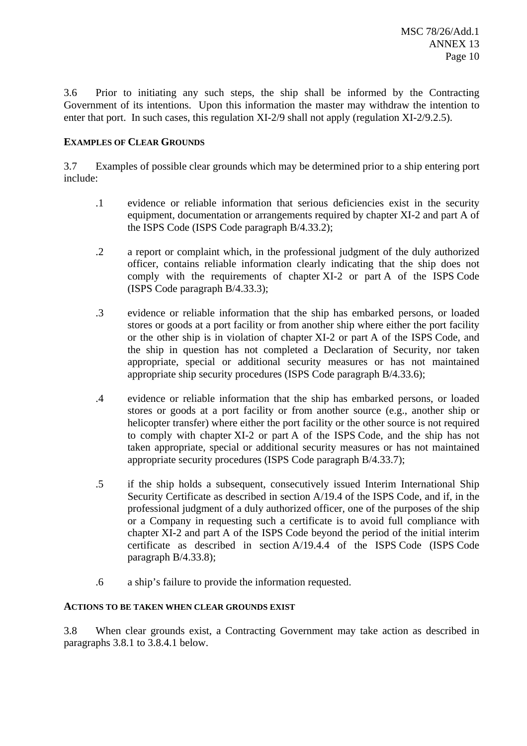3.6 Prior to initiating any such steps, the ship shall be informed by the Contracting Government of its intentions. Upon this information the master may withdraw the intention to enter that port. In such cases, this regulation XI-2/9 shall not apply (regulation XI-2/9.2.5).

**EXAMPLES OF CLEAR GROUNDS**

3.7 Examples of possible clear grounds which may be determined prior to a ship entering port include:

.1 evidence or reliable information that serious deficiencies exist in the security equipment, documentation or arrangements required by chapter XI-2 and part A of the ISPS Code (ISPS Code paragraph B/4.33.2);

.2 a report or complaint which, in the professional judgment of the duly authorized officer, contains reliable information clearly indicating that the ship does not comply with the requirements of chapter XI-2 or part A of the ISPS Code (ISPS Code paragraph B/4.33.3);

.3 evidence or reliable information that the ship has embarked persons, or loaded stores or goods at a port facility or from another ship where either the port facility or the other ship is in violation of chapter XI-2 or part A of the ISPS Code, and the ship in question has not completed a Declaration of Security, nor taken appropriate, special or additional security measures or has not maintained appropriate ship security procedures (ISPS Code paragraph B/4.33.6);

.4 evidence or reliable information that the ship has embarked persons, or loaded stores or goods at a port facility or from another source (e.g., another ship or helicopter transfer) where either the port facility or the other source is not required to comply with chapter XI-2 or part A of the ISPS Code, and the ship has not taken appropriate, special or additional security measures or has not maintained appropriate security procedures (ISPS Code paragraph B/4.33.7);

.5 if the ship holds a subsequent, consecutively issued Interim International Ship Security Certificate as described in section A/19.4 of the ISPS Code, and if, in the professional judgment of a duly authorized officer, one of the purposes of the ship or a Company in requesting such a certificate is to avoid full compliance with chapter XI-2 and part A of the ISPS Code beyond the period of the initial interim certificate as described in section A/19.4.4 of the ISPS Code (ISPS Code paragraph B/4.33.8);

.6 a ship's failure to provide the information requested.

**ACTIONS TO BE TAKEN WHEN CLEAR GROUNDS EXIST**

3.8 When clear grounds exist, a Contracting Government may take action as described in paragraphs 3.8.1 to 3.8.4.1 below.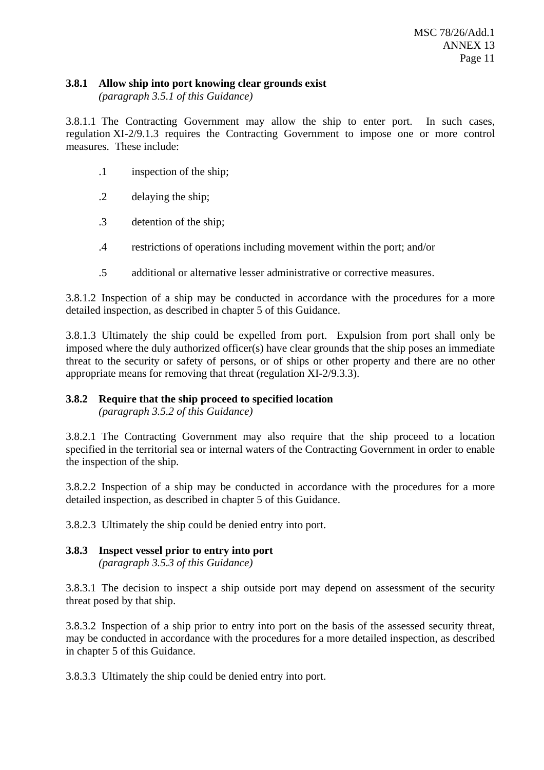### 3.8.1 Allow ship into port knowing clear grounds exist

*(paragraph 3.5.1 of this Guidance)*

3.8.1.1 The Contracting Government may allow the ship to enter port. In such cases, regulation XI-2/9.1.3 requires the Contracting Government to impose one or more control measures. These include:

.1 inspection of the ship;

.2 delaying the ship;

.3 detention of the ship;

.4 restrictions of operations including movement within the port; and/or

.5 additional or alternative lesser administrative or corrective measures.

3.8.1.2 Inspection of a ship may be conducted in accordance with the procedures for a more detailed inspection, as described in chapter 5 of this Guidance.

3.8.1.3 Ultimately the ship could be expelled from port. Expulsion from port shall only be imposed where the duly authorized officer(s) have clear grounds that the ship poses an immediate threat to the security or safety of persons, or of ships or other property and there are no other appropriate means for removing that threat (regulation XI-2/9.3.3).

### 3.8.2 Require that the ship proceed to specified location

*(paragraph 3.5.2 of this Guidance)*

3.8.2.1 The Contracting Government may also require that the ship proceed to a location specified in the territorial sea or internal waters of the Contracting Government in order to enable the inspection of the ship.

3.8.2.2 Inspection of a ship may be conducted in accordance with the procedures for a more detailed inspection, as described in chapter 5 of this Guidance.

3.8.2.3 Ultimately the ship could be denied entry into port.

### 3.8.3 Inspect vessel prior to entry into port

*(paragraph 3.5.3 of this Guidance)*

3.8.3.1 The decision to inspect a ship outside port may depend on assessment of the security threat posed by that ship.

3.8.3.2 Inspection of a ship prior to entry into port on the basis of the assessed security threat, may be conducted in accordance with the procedures for a more detailed inspection, as described in chapter 5 of this Guidance.

3.8.3.3 Ultimately the ship could be denied entry into port.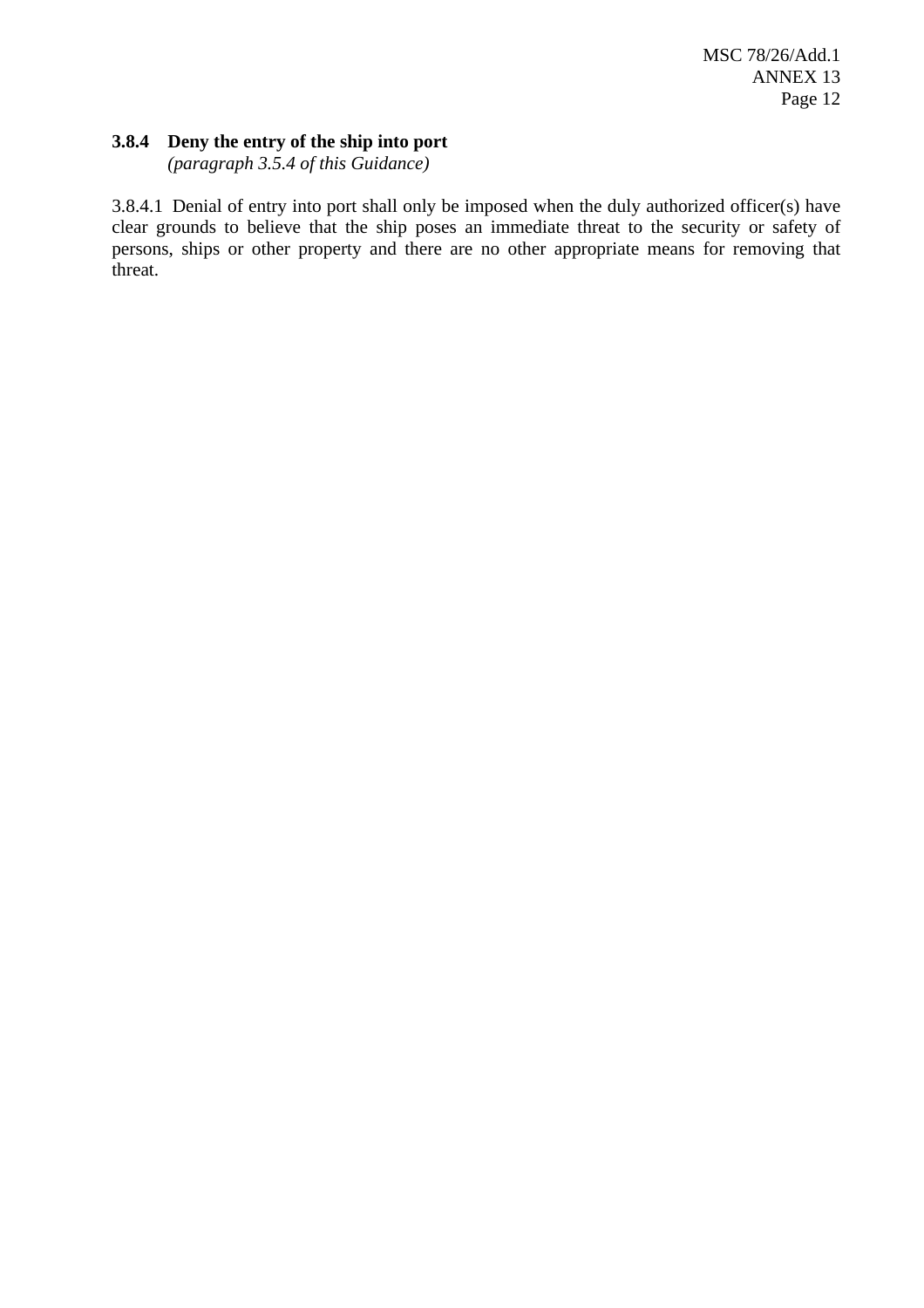### 3.8.4 Deny the entry of the ship into port

*(paragraph 3.5.4 of this Guidance)*

3.8.4.1 Denial of entry into port shall only be imposed when the duly authorized officer(s) have clear grounds to believe that the ship poses an immediate threat to the security or safety of persons, ships or other property and there are no other appropriate means for removing that threat.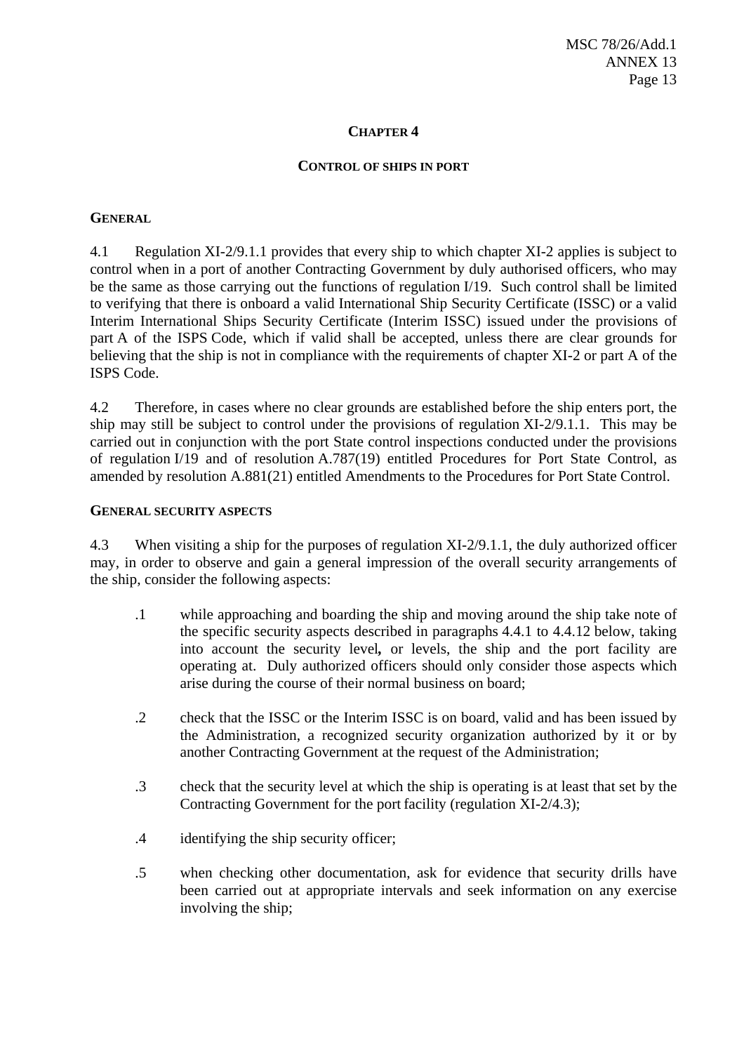## CHAPTER 4

### CONTROL OF SHIPS IN PORT

### GENERAL

4.1 Regulation XI-2/9.1.1 provides that every ship to which chapter XI-2 applies is subject to control when in a port of another Contracting Government by duly authorised officers, who may be the same as those carrying out the functions of regulation I/19. Such control shall be limited to verifying that there is onboard a valid International Ship Security Certificate (ISSC) or a valid Interim International Ships Security Certificate (Interim ISSC) issued under the provisions of part A of the ISPS Code, which if valid shall be accepted, unless there are clear grounds for believing that the ship is not in compliance with the requirements of chapter XI-2 or part A of the ISPS Code.

4.2 Therefore, in cases where no clear grounds are established before the ship enters port, the ship may still be subject to control under the provisions of regulation XI-2/9.1.1. This may be carried out in conjunction with the port State control inspections conducted under the provisions of regulation I/19 and of resolution A.787(19) entitled Procedures for Port State Control, as amended by resolution A.881(21) entitled Amendments to the Procedures for Port State Control.

### GENERAL SECURITY ASPECTS

4.3 When visiting a ship for the purposes of regulation XI-2/9.1.1, the duly authorized officer may, in order to observe and gain a general impression of the overall security arrangements of the ship, consider the following aspects:

- .1 while approaching and boarding the ship and moving around the ship take note of the specific security aspects described in paragraphs 4.4.1 to 4.4.12 below, taking into account the security level**,** or levels, the ship and the port facility are operating at. Duly authorized officers should only consider those aspects which arise during the course of their normal business on board;

- .2 check that the ISSC or the Interim ISSC is on board, valid and has been issued by the Administration, a recognized security organization authorized by it or by another Contracting Government at the request of the Administration;

- .3 check that the security level at which the ship is operating is at least that set by the Contracting Government for the port facility (regulation XI-2/4.3);

- .4 identifying the ship security officer;

- .5 when checking other documentation, ask for evidence that security drills have been carried out at appropriate intervals and seek information on any exercise involving the ship;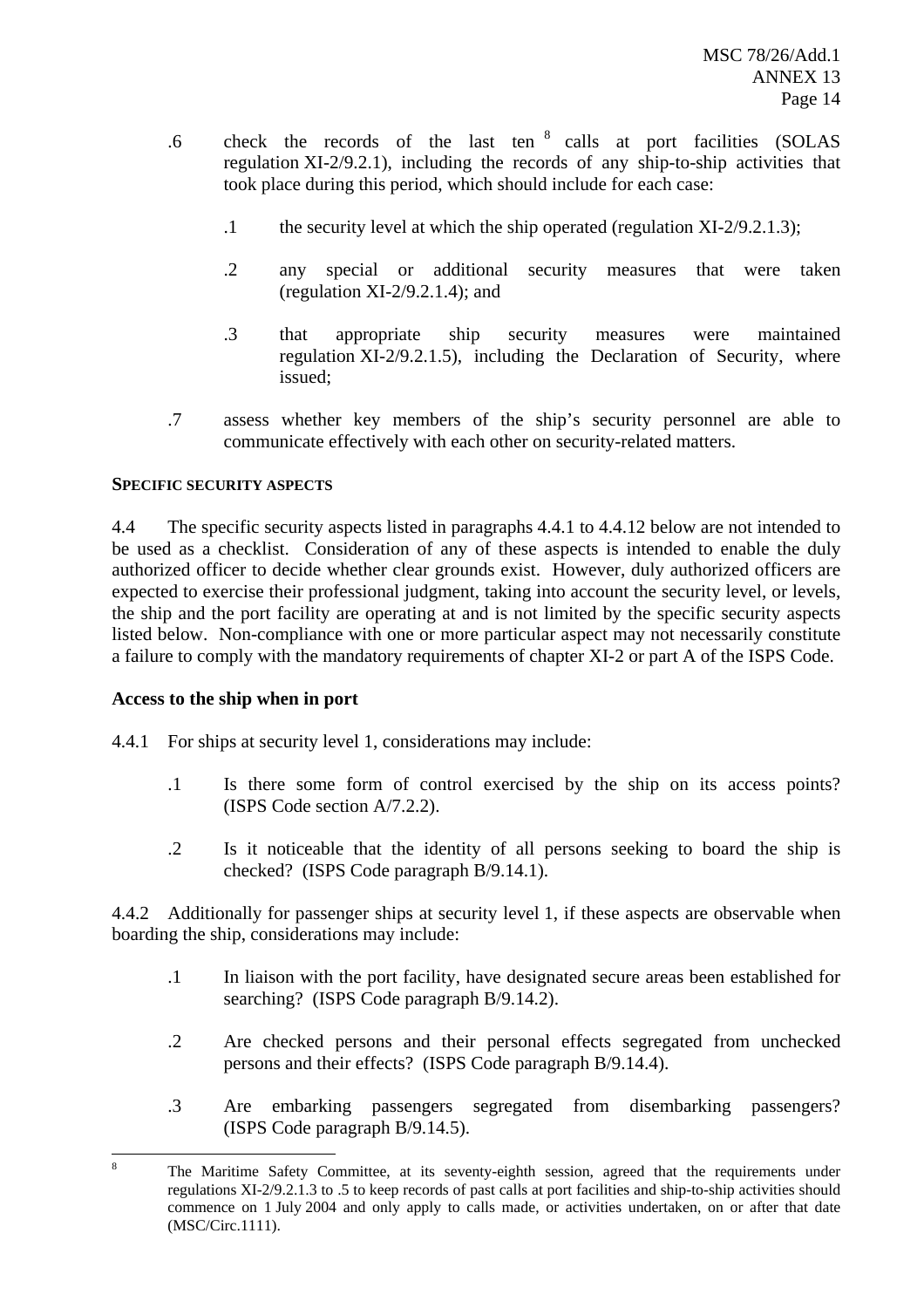.6 check the records of the last ten [8] calls at port facilities (SOLAS regulation XI-2/9.2.1), including the records of any ship-to-ship activities that took place during this period, which should include for each case:

  .1 the security level at which the ship operated (regulation XI-2/9.2.1.3);

  .2 any special or additional security measures that were taken (regulation XI-2/9.2.1.4); and

  .3 that appropriate ship security measures were maintained regulation XI-2/9.2.1.5), including the Declaration of Security, where issued;

.7 assess whether key members of the ship's security personnel are able to communicate effectively with each other on security-related matters.

**SPECIFIC SECURITY ASPECTS**

4.4 The specific security aspects listed in paragraphs 4.4.1 to 4.4.12 below are not intended to be used as a checklist. Consideration of any of these aspects is intended to enable the duly authorized officer to decide whether clear grounds exist. However, duly authorized officers are expected to exercise their professional judgment, taking into account the security level, or levels, the ship and the port facility are operating at and is not limited by the specific security aspects listed below. Non-compliance with one or more particular aspect may not necessarily constitute a failure to comply with the mandatory requirements of chapter XI-2 or part A of the ISPS Code.

**Access to the ship when in port**

4.4.1 For ships at security level 1, considerations may include:

.1 Is there some form of control exercised by the ship on its access points? (ISPS Code section A/7.2.2).

.2 Is it noticeable that the identity of all persons seeking to board the ship is checked? (ISPS Code paragraph B/9.14.1).

4.4.2 Additionally for passenger ships at security level 1, if these aspects are observable when boarding the ship, considerations may include:

.1 In liaison with the port facility, have designated secure areas been established for searching? (ISPS Code paragraph B/9.14.2).

.2 Are checked persons and their personal effects segregated from unchecked persons and their effects? (ISPS Code paragraph B/9.14.4).

.3 Are embarking passengers segregated from disembarking passengers? (ISPS Code paragraph B/9.14.5).

---

[8] The Maritime Safety Committee, at its seventy-eighth session, agreed that the requirements under regulations XI-2/9.2.1.3 to .5 to keep records of past calls at port facilities and ship-to-ship activities should commence on 1 July 2004 and only apply to calls made, or activities undertaken, on or after that date (MSC/Circ.1111).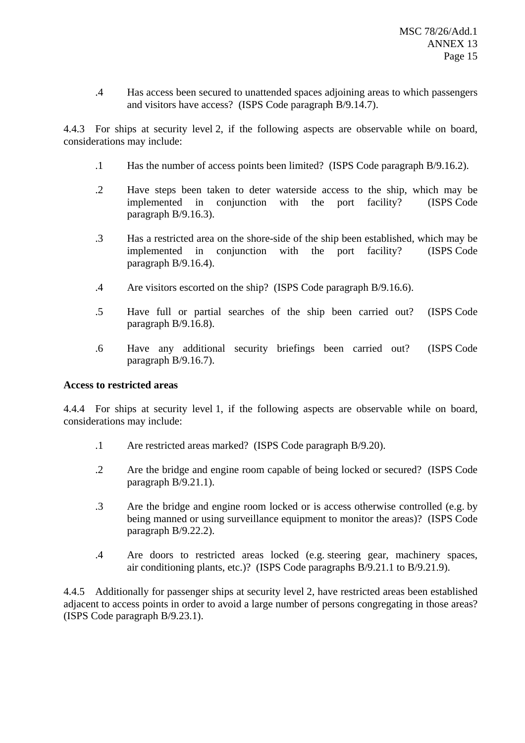.4 Has access been secured to unattended spaces adjoining areas to which passengers and visitors have access? (ISPS Code paragraph B/9.14.7).

4.4.3 For ships at security level 2, if the following aspects are observable while on board, considerations may include:

.1 Has the number of access points been limited? (ISPS Code paragraph B/9.16.2).

.2 Have steps been taken to deter waterside access to the ship, which may be implemented in conjunction with the port facility? (ISPS Code paragraph B/9.16.3).

.3 Has a restricted area on the shore-side of the ship been established, which may be implemented in conjunction with the port facility? (ISPS Code paragraph B/9.16.4).

.4 Are visitors escorted on the ship? (ISPS Code paragraph B/9.16.6).

.5 Have full or partial searches of the ship been carried out? (ISPS Code paragraph B/9.16.8).

.6 Have any additional security briefings been carried out? (ISPS Code paragraph B/9.16.7).

**Access to restricted areas**

4.4.4 For ships at security level 1, if the following aspects are observable while on board, considerations may include:

.1 Are restricted areas marked? (ISPS Code paragraph B/9.20).

.2 Are the bridge and engine room capable of being locked or secured? (ISPS Code paragraph B/9.21.1).

.3 Are the bridge and engine room locked or is access otherwise controlled (e.g. by being manned or using surveillance equipment to monitor the areas)? (ISPS Code paragraph B/9.22.2).

.4 Are doors to restricted areas locked (e.g. steering gear, machinery spaces, air conditioning plants, etc.)? (ISPS Code paragraphs B/9.21.1 to B/9.21.9).

4.4.5 Additionally for passenger ships at security level 2, have restricted areas been established adjacent to access points in order to avoid a large number of persons congregating in those areas? (ISPS Code paragraph B/9.23.1).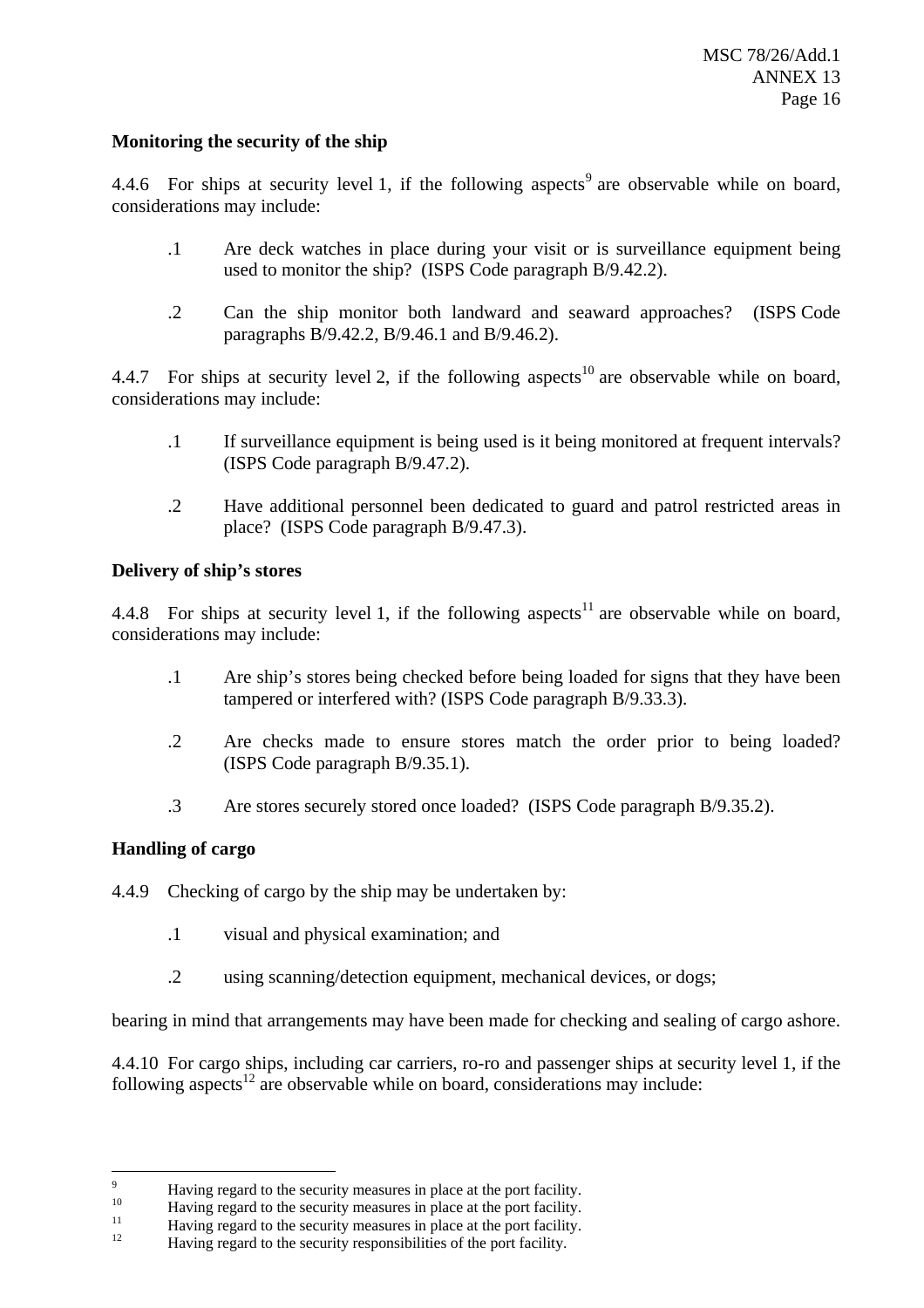**Monitoring the security of the ship**

4.4.6 For ships at security level 1, if the following aspects[9] are observable while on board, considerations may include:

.1 Are deck watches in place during your visit or is surveillance equipment being used to monitor the ship? (ISPS Code paragraph B/9.42.2).

.2 Can the ship monitor both landward and seaward approaches? (ISPS Code paragraphs B/9.42.2, B/9.46.1 and B/9.46.2).

4.4.7 For ships at security level 2, if the following aspects[10] are observable while on board, considerations may include:

.1 If surveillance equipment is being used is it being monitored at frequent intervals? (ISPS Code paragraph B/9.47.2).

.2 Have additional personnel been dedicated to guard and patrol restricted areas in place? (ISPS Code paragraph B/9.47.3).

**Delivery of ship's stores**

4.4.8 For ships at security level 1, if the following aspects[11] are observable while on board, considerations may include:

.1 Are ship's stores being checked before being loaded for signs that they have been tampered or interfered with? (ISPS Code paragraph B/9.33.3).

.2 Are checks made to ensure stores match the order prior to being loaded? (ISPS Code paragraph B/9.35.1).

.3 Are stores securely stored once loaded? (ISPS Code paragraph B/9.35.2).

**Handling of cargo**

4.4.9 Checking of cargo by the ship may be undertaken by:

.1 visual and physical examination; and

.2 using scanning/detection equipment, mechanical devices, or dogs;

bearing in mind that arrangements may have been made for checking and sealing of cargo ashore.

4.4.10 For cargo ships, including car carriers, ro-ro and passenger ships at security level 1, if the following aspects[12] are observable while on board, considerations may include:

---

[9] Having regard to the security measures in place at the port facility.

[10] Having regard to the security measures in place at the port facility.

[11] Having regard to the security measures in place at the port facility.

[12] Having regard to the security responsibilities of the port facility.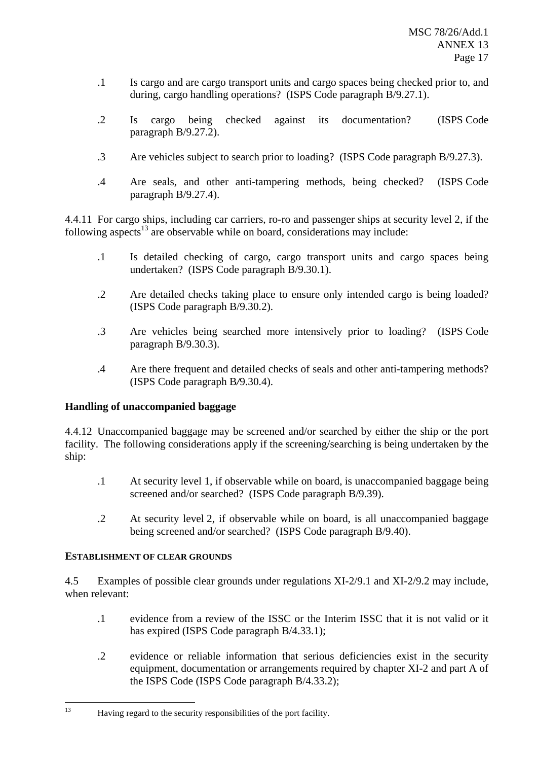.1 Is cargo and are cargo transport units and cargo spaces being checked prior to, and during, cargo handling operations? (ISPS Code paragraph B/9.27.1).

.2 Is cargo being checked against its documentation? (ISPS Code paragraph B/9.27.2).

.3 Are vehicles subject to search prior to loading? (ISPS Code paragraph B/9.27.3).

.4 Are seals, and other anti-tampering methods, being checked? (ISPS Code paragraph B/9.27.4).

4.4.11 For cargo ships, including car carriers, ro-ro and passenger ships at security level 2, if the following aspects[13] are observable while on board, considerations may include:

.1 Is detailed checking of cargo, cargo transport units and cargo spaces being undertaken? (ISPS Code paragraph B/9.30.1).

.2 Are detailed checks taking place to ensure only intended cargo is being loaded? (ISPS Code paragraph B/9.30.2).

.3 Are vehicles being searched more intensively prior to loading? (ISPS Code paragraph B/9.30.3).

.4 Are there frequent and detailed checks of seals and other anti-tampering methods? (ISPS Code paragraph B/9.30.4).

**Handling of unaccompanied baggage**

4.4.12 Unaccompanied baggage may be screened and/or searched by either the ship or the port facility. The following considerations apply if the screening/searching is being undertaken by the ship:

.1 At security level 1, if observable while on board, is unaccompanied baggage being screened and/or searched? (ISPS Code paragraph B/9.39).

.2 At security level 2, if observable while on board, is all unaccompanied baggage being screened and/or searched? (ISPS Code paragraph B/9.40).

**ESTABLISHMENT OF CLEAR GROUNDS**

4.5 Examples of possible clear grounds under regulations XI-2/9.1 and XI-2/9.2 may include, when relevant:

.1 evidence from a review of the ISSC or the Interim ISSC that it is not valid or it has expired (ISPS Code paragraph B/4.33.1);

.2 evidence or reliable information that serious deficiencies exist in the security equipment, documentation or arrangements required by chapter XI-2 and part A of the ISPS Code (ISPS Code paragraph B/4.33.2);

---

[13] Having regard to the security responsibilities of the port facility.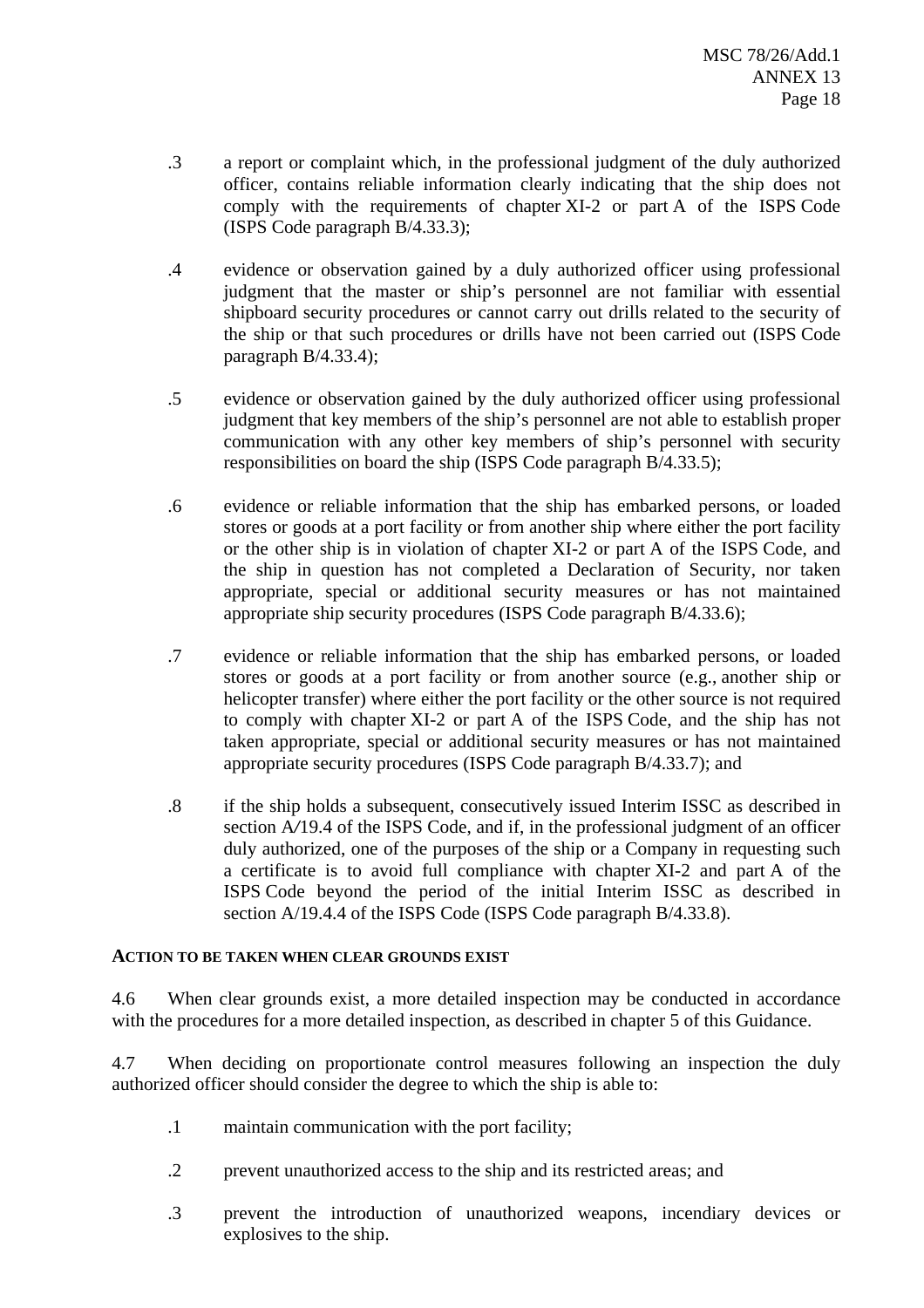.3 a report or complaint which, in the professional judgment of the duly authorized officer, contains reliable information clearly indicating that the ship does not comply with the requirements of chapter XI-2 or part A of the ISPS Code (ISPS Code paragraph B/4.33.3);

.4 evidence or observation gained by a duly authorized officer using professional judgment that the master or ship's personnel are not familiar with essential shipboard security procedures or cannot carry out drills related to the security of the ship or that such procedures or drills have not been carried out (ISPS Code paragraph B/4.33.4);

.5 evidence or observation gained by the duly authorized officer using professional judgment that key members of the ship's personnel are not able to establish proper communication with any other key members of ship's personnel with security responsibilities on board the ship (ISPS Code paragraph B/4.33.5);

.6 evidence or reliable information that the ship has embarked persons, or loaded stores or goods at a port facility or from another ship where either the port facility or the other ship is in violation of chapter XI-2 or part A of the ISPS Code, and the ship in question has not completed a Declaration of Security, nor taken appropriate, special or additional security measures or has not maintained appropriate ship security procedures (ISPS Code paragraph B/4.33.6);

.7 evidence or reliable information that the ship has embarked persons, or loaded stores or goods at a port facility or from another source (e.g., another ship or helicopter transfer) where either the port facility or the other source is not required to comply with chapter XI-2 or part A of the ISPS Code, and the ship has not taken appropriate, special or additional security measures or has not maintained appropriate security procedures (ISPS Code paragraph B/4.33.7); and

.8 if the ship holds a subsequent, consecutively issued Interim ISSC as described in section A/19.4 of the ISPS Code, and if, in the professional judgment of an officer duly authorized, one of the purposes of the ship or a Company in requesting such a certificate is to avoid full compliance with chapter XI-2 and part A of the ISPS Code beyond the period of the initial Interim ISSC as described in section A/19.4.4 of the ISPS Code (ISPS Code paragraph B/4.33.8).

**ACTION TO BE TAKEN WHEN CLEAR GROUNDS EXIST**

4.6 When clear grounds exist, a more detailed inspection may be conducted in accordance with the procedures for a more detailed inspection, as described in chapter 5 of this Guidance.

4.7 When deciding on proportionate control measures following an inspection the duly authorized officer should consider the degree to which the ship is able to:

.1 maintain communication with the port facility;

.2 prevent unauthorized access to the ship and its restricted areas; and

.3 prevent the introduction of unauthorized weapons, incendiary devices or explosives to the ship.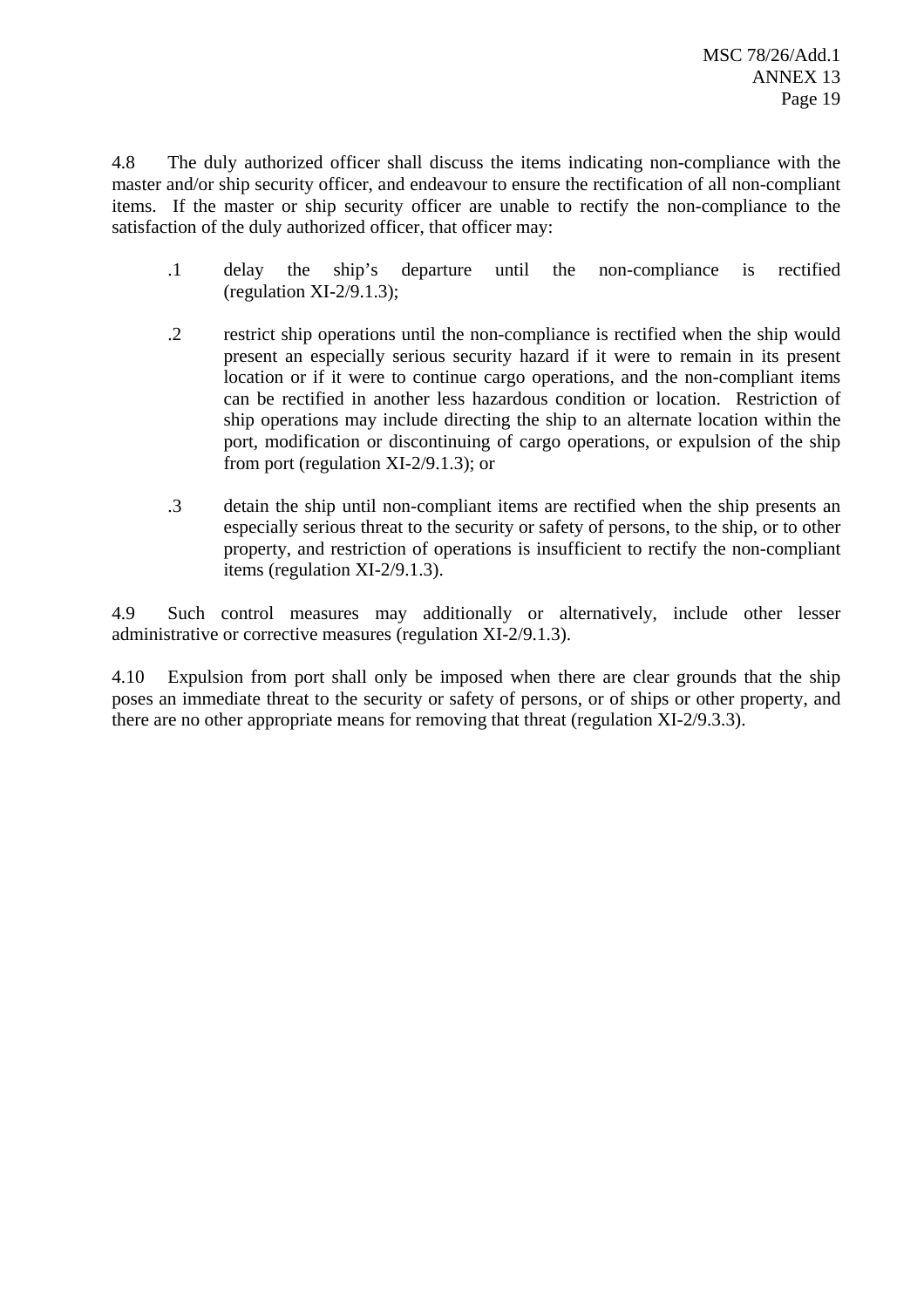4.8 The duly authorized officer shall discuss the items indicating non-compliance with the master and/or ship security officer, and endeavour to ensure the rectification of all non-compliant items. If the master or ship security officer are unable to rectify the non-compliance to the satisfaction of the duly authorized officer, that officer may:

.1 delay the ship's departure until the non-compliance is rectified (regulation XI-2/9.1.3);

.2 restrict ship operations until the non-compliance is rectified when the ship would present an especially serious security hazard if it were to remain in its present location or if it were to continue cargo operations, and the non-compliant items can be rectified in another less hazardous condition or location. Restriction of ship operations may include directing the ship to an alternate location within the port, modification or discontinuing of cargo operations, or expulsion of the ship from port (regulation XI-2/9.1.3); or

.3 detain the ship until non-compliant items are rectified when the ship presents an especially serious threat to the security or safety of persons, to the ship, or to other property, and restriction of operations is insufficient to rectify the non-compliant items (regulation XI-2/9.1.3).

4.9 Such control measures may additionally or alternatively, include other lesser administrative or corrective measures (regulation XI-2/9.1.3).

4.10 Expulsion from port shall only be imposed when there are clear grounds that the ship poses an immediate threat to the security or safety of persons, or of ships or other property, and there are no other appropriate means for removing that threat (regulation XI-2/9.3.3).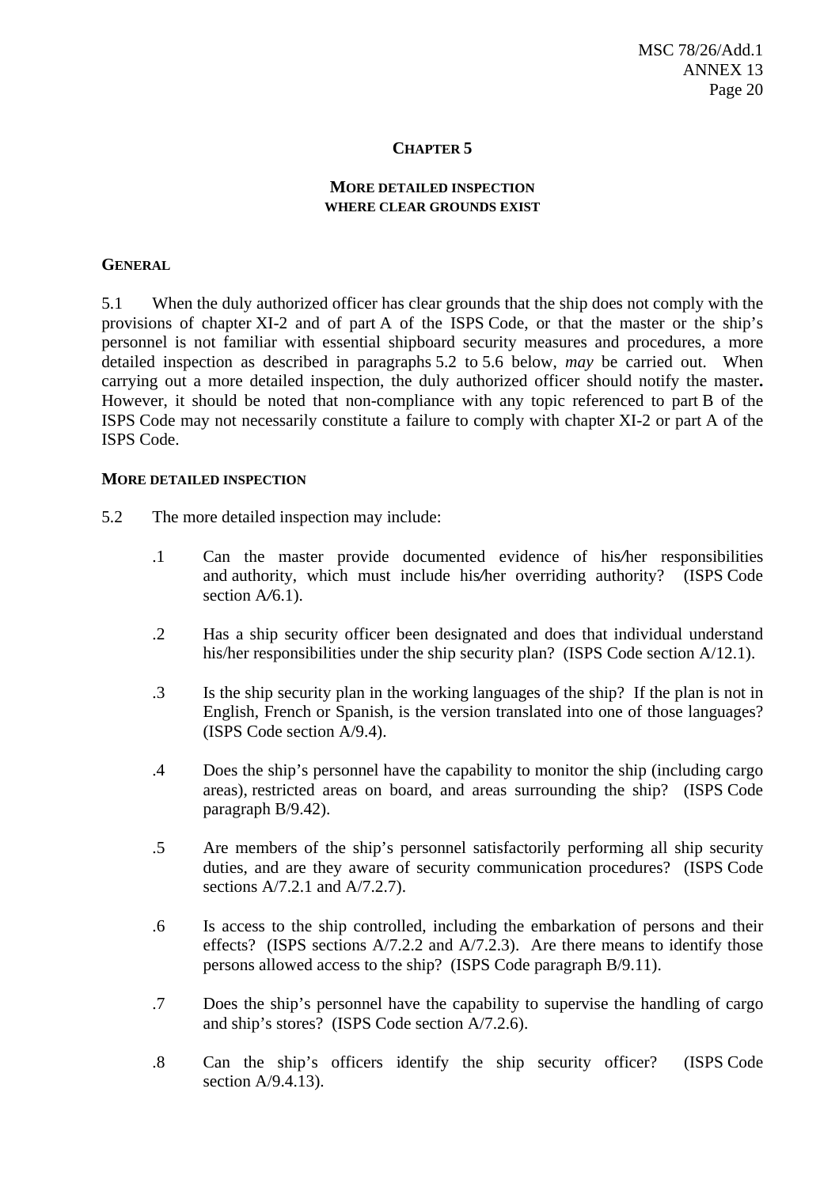## CHAPTER 5

### MORE DETAILED INSPECTION WHERE CLEAR GROUNDS EXIST

#### GENERAL

5.1 When the duly authorized officer has clear grounds that the ship does not comply with the provisions of chapter XI-2 and of part A of the ISPS Code, or that the master or the ship's personnel is not familiar with essential shipboard security measures and procedures, a more detailed inspection as described in paragraphs 5.2 to 5.6 below, *may* be carried out. When carrying out a more detailed inspection, the duly authorized officer should notify the master**.** However, it should be noted that non-compliance with any topic referenced to part B of the ISPS Code may not necessarily constitute a failure to comply with chapter XI-2 or part A of the ISPS Code.

#### MORE DETAILED INSPECTION

5.2 The more detailed inspection may include:

.1 Can the master provide documented evidence of his/her responsibilities and authority, which must include his/her overriding authority? (ISPS Code section A/6.1).

.2 Has a ship security officer been designated and does that individual understand his/her responsibilities under the ship security plan? (ISPS Code section A/12.1).

.3 Is the ship security plan in the working languages of the ship? If the plan is not in English, French or Spanish, is the version translated into one of those languages? (ISPS Code section A/9.4).

.4 Does the ship's personnel have the capability to monitor the ship (including cargo areas), restricted areas on board, and areas surrounding the ship? (ISPS Code paragraph B/9.42).

.5 Are members of the ship's personnel satisfactorily performing all ship security duties, and are they aware of security communication procedures? (ISPS Code sections A/7.2.1 and A/7.2.7).

.6 Is access to the ship controlled, including the embarkation of persons and their effects? (ISPS sections A/7.2.2 and A/7.2.3). Are there means to identify those persons allowed access to the ship? (ISPS Code paragraph B/9.11).

.7 Does the ship's personnel have the capability to supervise the handling of cargo and ship's stores? (ISPS Code section A/7.2.6).

.8 Can the ship's officers identify the ship security officer? (ISPS Code section A/9.4.13).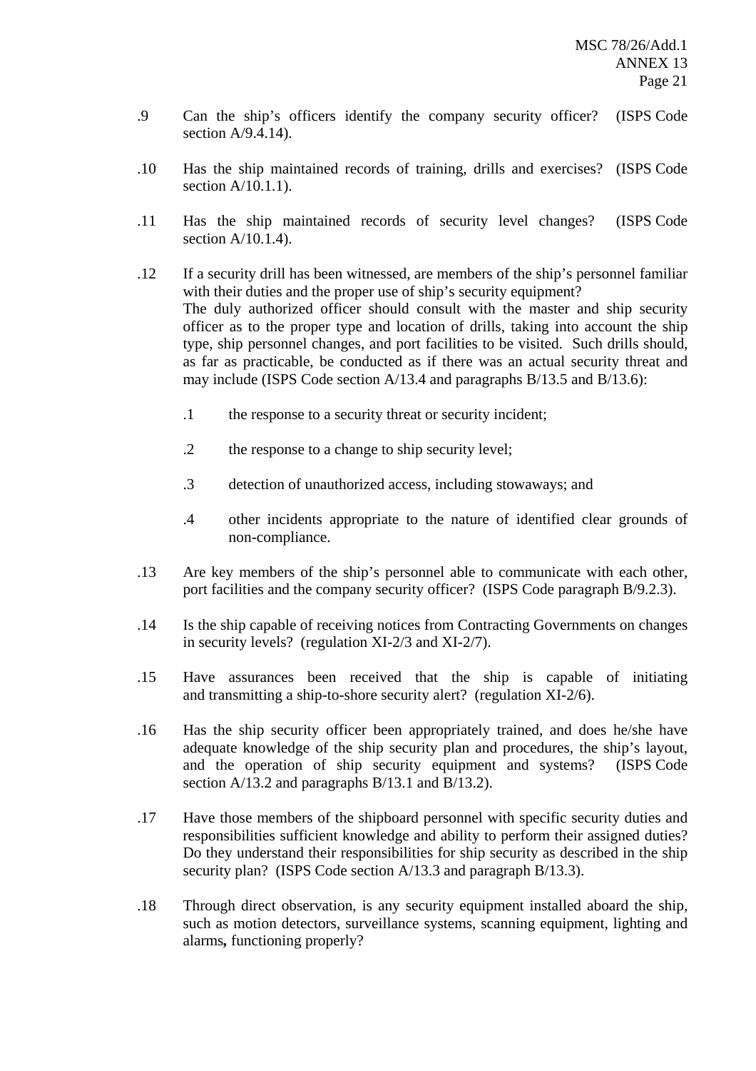.9 Can the ship's officers identify the company security officer? (ISPS Code section A/9.4.14).

.10 Has the ship maintained records of training, drills and exercises? (ISPS Code section A/10.1.1).

.11 Has the ship maintained records of security level changes? (ISPS Code section A/10.1.4).

.12 If a security drill has been witnessed, are members of the ship's personnel familiar with their duties and the proper use of ship's security equipment?
The duly authorized officer should consult with the master and ship security officer as to the proper type and location of drills, taking into account the ship type, ship personnel changes, and port facilities to be visited. Such drills should, as far as practicable, be conducted as if there was an actual security threat and may include (ISPS Code section A/13.4 and paragraphs B/13.5 and B/13.6):

  .1 the response to a security threat or security incident;

  .2 the response to a change to ship security level;

  .3 detection of unauthorized access, including stowaways; and

  .4 other incidents appropriate to the nature of identified clear grounds of non-compliance.

.13 Are key members of the ship's personnel able to communicate with each other, port facilities and the company security officer? (ISPS Code paragraph B/9.2.3).

.14 Is the ship capable of receiving notices from Contracting Governments on changes in security levels? (regulation XI-2/3 and XI-2/7).

.15 Have assurances been received that the ship is capable of initiating and transmitting a ship-to-shore security alert? (regulation XI-2/6).

.16 Has the ship security officer been appropriately trained, and does he/she have adequate knowledge of the ship security plan and procedures, the ship's layout, and the operation of ship security equipment and systems? (ISPS Code section A/13.2 and paragraphs B/13.1 and B/13.2).

.17 Have those members of the shipboard personnel with specific security duties and responsibilities sufficient knowledge and ability to perform their assigned duties? Do they understand their responsibilities for ship security as described in the ship security plan? (ISPS Code section A/13.3 and paragraph B/13.3).

.18 Through direct observation, is any security equipment installed aboard the ship, such as motion detectors, surveillance systems, scanning equipment, lighting and alarms**,** functioning properly?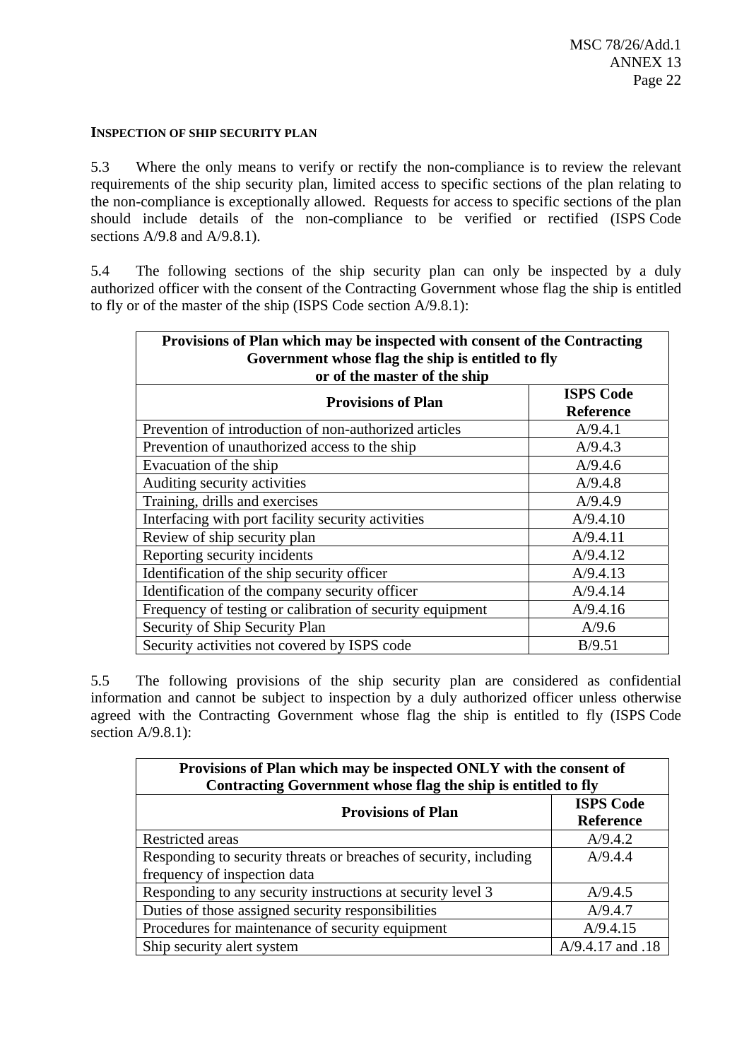**INSPECTION OF SHIP SECURITY PLAN**

5.3 Where the only means to verify or rectify the non-compliance is to review the relevant requirements of the ship security plan, limited access to specific sections of the plan relating to the non-compliance is exceptionally allowed. Requests for access to specific sections of the plan should include details of the non-compliance to be verified or rectified (ISPS Code sections A/9.8 and A/9.8.1).

5.4 The following sections of the ship security plan can only be inspected by a duly authorized officer with the consent of the Contracting Government whose flag the ship is entitled to fly or of the master of the ship (ISPS Code section A/9.8.1):

| Provisions of Plan which may be inspected with consent of the Contracting Government whose flag the ship is entitled to fly or of the master of the ship | |
|---|---|
| **Provisions of Plan** | **ISPS Code Reference** |
| Prevention of introduction of non-authorized articles | A/9.4.1 |
| Prevention of unauthorized access to the ship | A/9.4.3 |
| Evacuation of the ship | A/9.4.6 |
| Auditing security activities | A/9.4.8 |
| Training, drills and exercises | A/9.4.9 |
| Interfacing with port facility security activities | A/9.4.10 |
| Review of ship security plan | A/9.4.11 |
| Reporting security incidents | A/9.4.12 |
| Identification of the ship security officer | A/9.4.13 |
| Identification of the company security officer | A/9.4.14 |
| Frequency of testing or calibration of security equipment | A/9.4.16 |
| Security of Ship Security Plan | A/9.6 |
| Security activities not covered by ISPS code | B/9.51 |

5.5 The following provisions of the ship security plan are considered as confidential information and cannot be subject to inspection by a duly authorized officer unless otherwise agreed with the Contracting Government whose flag the ship is entitled to fly (ISPS Code section A/9.8.1):

| Provisions of Plan which may be inspected ONLY with the consent of Contracting Government whose flag the ship is entitled to fly | |
|---|---|
| **Provisions of Plan** | **ISPS Code Reference** |
| Restricted areas | A/9.4.2 |
| Responding to security threats or breaches of security, including frequency of inspection data | A/9.4.4 |
| Responding to any security instructions at security level 3 | A/9.4.5 |
| Duties of those assigned security responsibilities | A/9.4.7 |
| Procedures for maintenance of security equipment | A/9.4.15 |
| Ship security alert system | A/9.4.17 and .18 |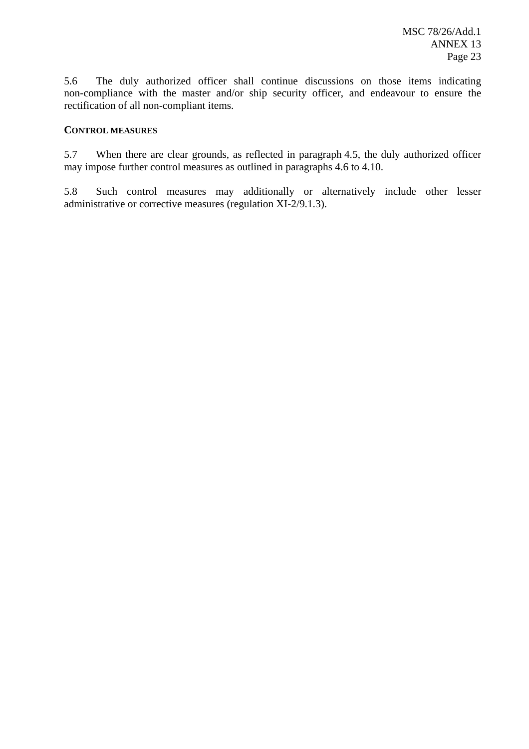5.6 The duly authorized officer shall continue discussions on those items indicating non-compliance with the master and/or ship security officer, and endeavour to ensure the rectification of all non-compliant items.

**CONTROL MEASURES**

5.7 When there are clear grounds, as reflected in paragraph 4.5, the duly authorized officer may impose further control measures as outlined in paragraphs 4.6 to 4.10.

5.8 Such control measures may additionally or alternatively include other lesser administrative or corrective measures (regulation XI-2/9.1.3).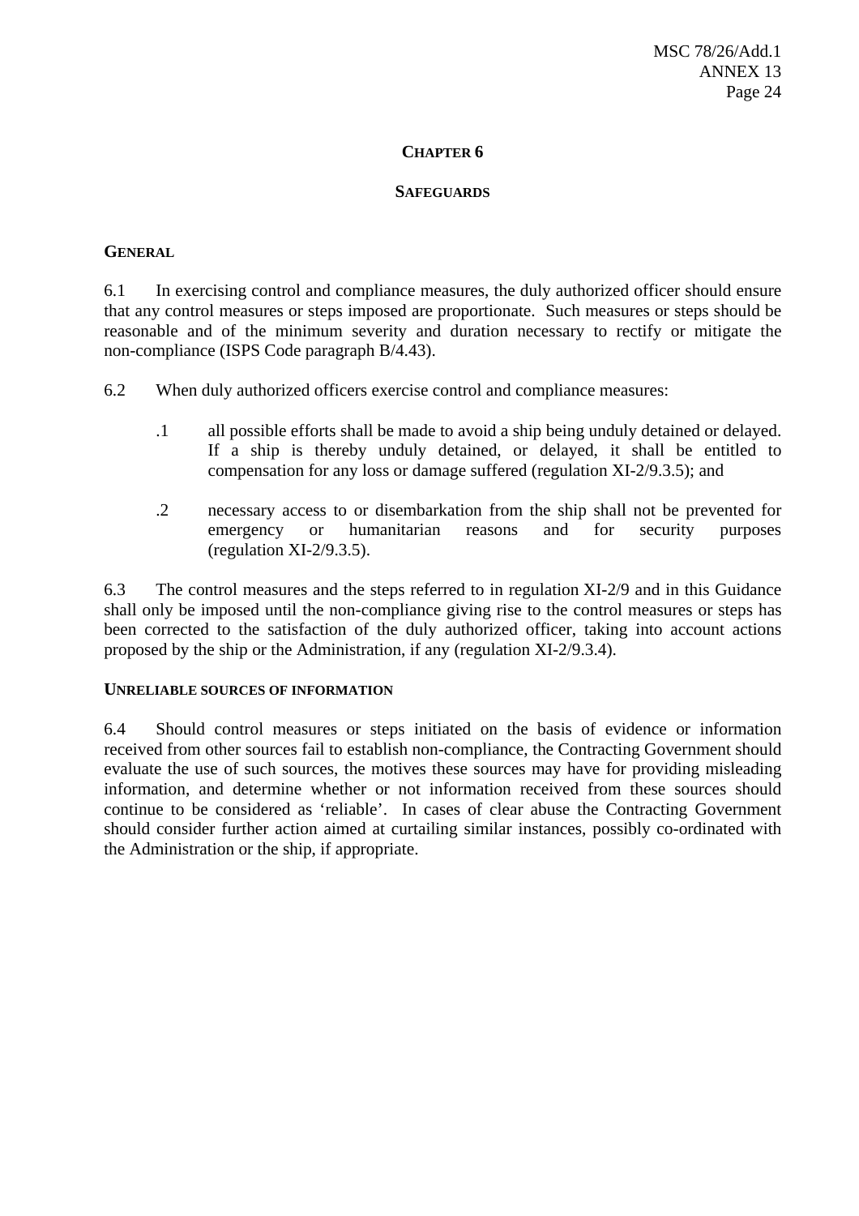## CHAPTER 6

## SAFEGUARDS

### GENERAL

6.1 In exercising control and compliance measures, the duly authorized officer should ensure that any control measures or steps imposed are proportionate. Such measures or steps should be reasonable and of the minimum severity and duration necessary to rectify or mitigate the non-compliance (ISPS Code paragraph B/4.43).

6.2 When duly authorized officers exercise control and compliance measures:

- .1 all possible efforts shall be made to avoid a ship being unduly detained or delayed. If a ship is thereby unduly detained, or delayed, it shall be entitled to compensation for any loss or damage suffered (regulation XI-2/9.3.5); and

- .2 necessary access to or disembarkation from the ship shall not be prevented for emergency or humanitarian reasons and for security purposes (regulation XI-2/9.3.5).

6.3 The control measures and the steps referred to in regulation XI-2/9 and in this Guidance shall only be imposed until the non-compliance giving rise to the control measures or steps has been corrected to the satisfaction of the duly authorized officer, taking into account actions proposed by the ship or the Administration, if any (regulation XI-2/9.3.4).

### UNRELIABLE SOURCES OF INFORMATION

6.4 Should control measures or steps initiated on the basis of evidence or information received from other sources fail to establish non-compliance, the Contracting Government should evaluate the use of such sources, the motives these sources may have for providing misleading information, and determine whether or not information received from these sources should continue to be considered as 'reliable'. In cases of clear abuse the Contracting Government should consider further action aimed at curtailing similar instances, possibly co-ordinated with the Administration or the ship, if appropriate.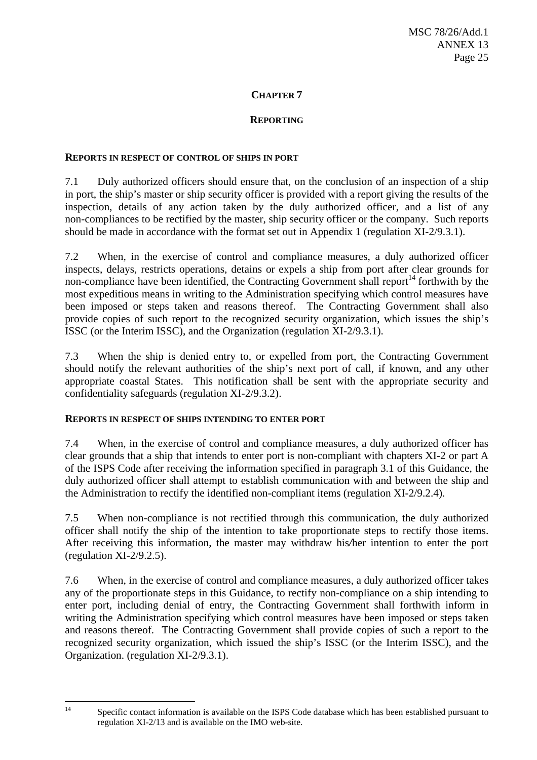## CHAPTER 7

## REPORTING

### REPORTS IN RESPECT OF CONTROL OF SHIPS IN PORT

7.1 Duly authorized officers should ensure that, on the conclusion of an inspection of a ship in port, the ship's master or ship security officer is provided with a report giving the results of the inspection, details of any action taken by the duly authorized officer, and a list of any non-compliances to be rectified by the master, ship security officer or the company. Such reports should be made in accordance with the format set out in Appendix 1 (regulation XI-2/9.3.1).

7.2 When, in the exercise of control and compliance measures, a duly authorized officer inspects, delays, restricts operations, detains or expels a ship from port after clear grounds for non-compliance have been identified, the Contracting Government shall report[14] forthwith by the most expeditious means in writing to the Administration specifying which control measures have been imposed or steps taken and reasons thereof. The Contracting Government shall also provide copies of such report to the recognized security organization, which issues the ship's ISSC (or the Interim ISSC), and the Organization (regulation XI-2/9.3.1).

7.3 When the ship is denied entry to, or expelled from port, the Contracting Government should notify the relevant authorities of the ship's next port of call, if known, and any other appropriate coastal States. This notification shall be sent with the appropriate security and confidentiality safeguards (regulation XI-2/9.3.2).

### REPORTS IN RESPECT OF SHIPS INTENDING TO ENTER PORT

7.4 When, in the exercise of control and compliance measures, a duly authorized officer has clear grounds that a ship that intends to enter port is non-compliant with chapters XI-2 or part A of the ISPS Code after receiving the information specified in paragraph 3.1 of this Guidance, the duly authorized officer shall attempt to establish communication with and between the ship and the Administration to rectify the identified non-compliant items (regulation XI-2/9.2.4).

7.5 When non-compliance is not rectified through this communication, the duly authorized officer shall notify the ship of the intention to take proportionate steps to rectify those items. After receiving this information, the master may withdraw his/her intention to enter the port (regulation XI-2/9.2.5).

7.6 When, in the exercise of control and compliance measures, a duly authorized officer takes any of the proportionate steps in this Guidance, to rectify non-compliance on a ship intending to enter port, including denial of entry, the Contracting Government shall forthwith inform in writing the Administration specifying which control measures have been imposed or steps taken and reasons thereof. The Contracting Government shall provide copies of such a report to the recognized security organization, which issued the ship's ISSC (or the Interim ISSC), and the Organization. (regulation XI-2/9.3.1).

---

[14] Specific contact information is available on the ISPS Code database which has been established pursuant to regulation XI-2/13 and is available on the IMO web-site.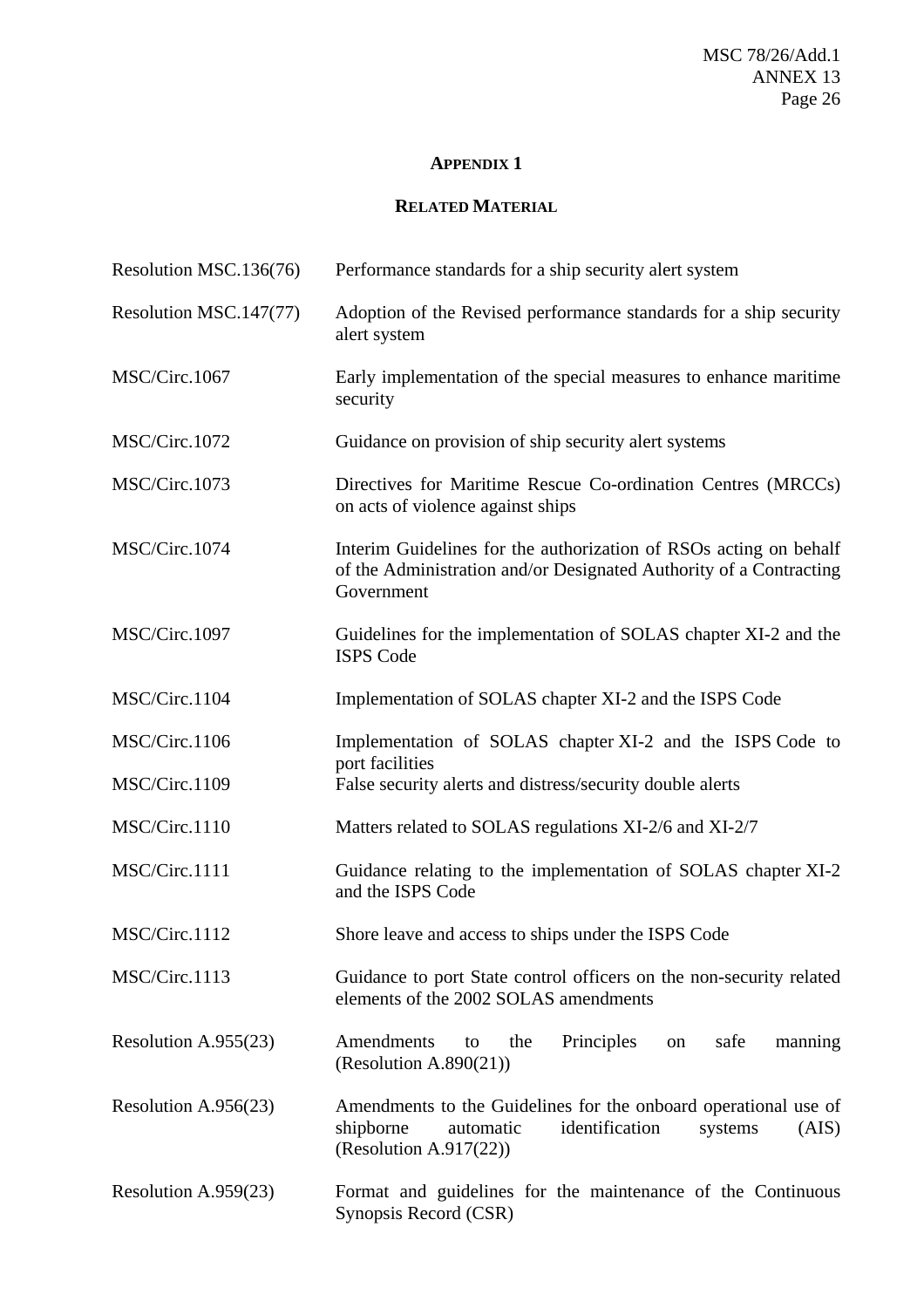## APPENDIX 1

## RELATED MATERIAL

| | |
|---|---|
| Resolution MSC.136(76) | Performance standards for a ship security alert system |
| Resolution MSC.147(77) | Adoption of the Revised performance standards for a ship security alert system |
| MSC/Circ.1067 | Early implementation of the special measures to enhance maritime security |
| MSC/Circ.1072 | Guidance on provision of ship security alert systems |
| MSC/Circ.1073 | Directives for Maritime Rescue Co-ordination Centres (MRCCs) on acts of violence against ships |
| MSC/Circ.1074 | Interim Guidelines for the authorization of RSOs acting on behalf of the Administration and/or Designated Authority of a Contracting Government |
| MSC/Circ.1097 | Guidelines for the implementation of SOLAS chapter XI-2 and the ISPS Code |
| MSC/Circ.1104 | Implementation of SOLAS chapter XI-2 and the ISPS Code |
| MSC/Circ.1106 | Implementation of SOLAS chapter XI-2 and the ISPS Code to port facilities |
| MSC/Circ.1109 | False security alerts and distress/security double alerts |
| MSC/Circ.1110 | Matters related to SOLAS regulations XI-2/6 and XI-2/7 |
| MSC/Circ.1111 | Guidance relating to the implementation of SOLAS chapter XI-2 and the ISPS Code |
| MSC/Circ.1112 | Shore leave and access to ships under the ISPS Code |
| MSC/Circ.1113 | Guidance to port State control officers on the non-security related elements of the 2002 SOLAS amendments |
| Resolution A.955(23) | Amendments to the Principles on safe manning (Resolution A.890(21)) |
| Resolution A.956(23) | Amendments to the Guidelines for the onboard operational use of shipborne automatic identification systems (AIS) (Resolution A.917(22)) |
| Resolution A.959(23) | Format and guidelines for the maintenance of the Continuous Synopsis Record (CSR) |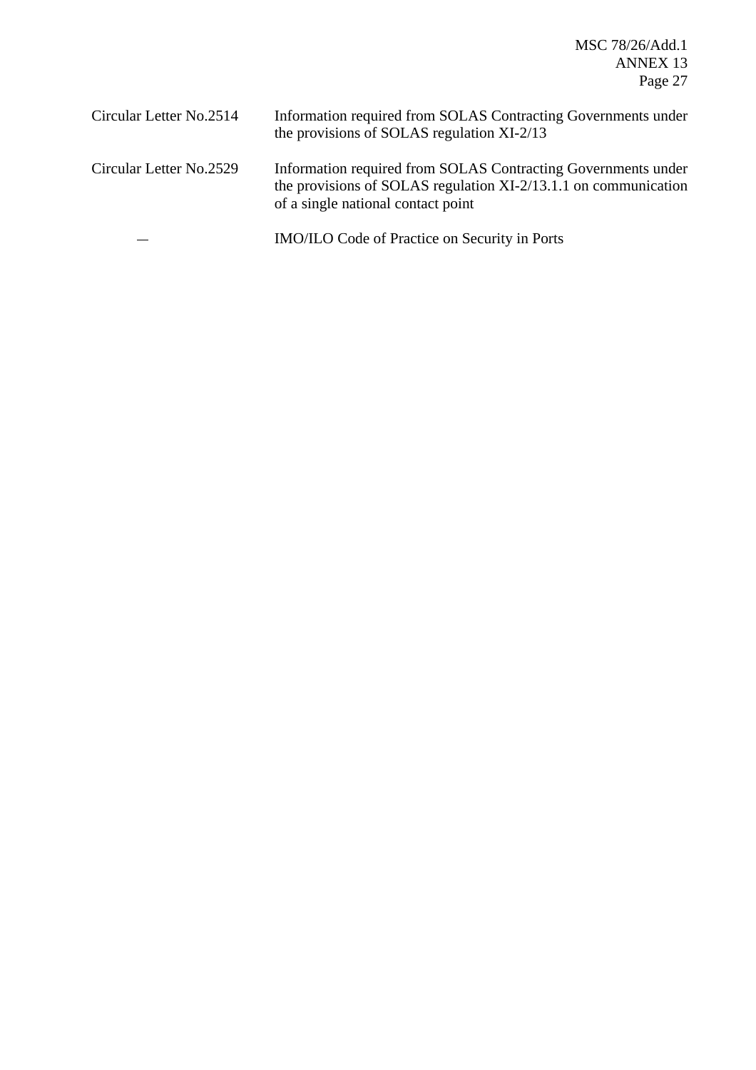| | |
|---|---|
| Circular Letter No.2514 | Information required from SOLAS Contracting Governments under the provisions of SOLAS regulation XI-2/13 |
| Circular Letter No.2529 | Information required from SOLAS Contracting Governments under the provisions of SOLAS regulation XI-2/13.1.1 on communication of a single national contact point |
| — | IMO/ILO Code of Practice on Security in Ports |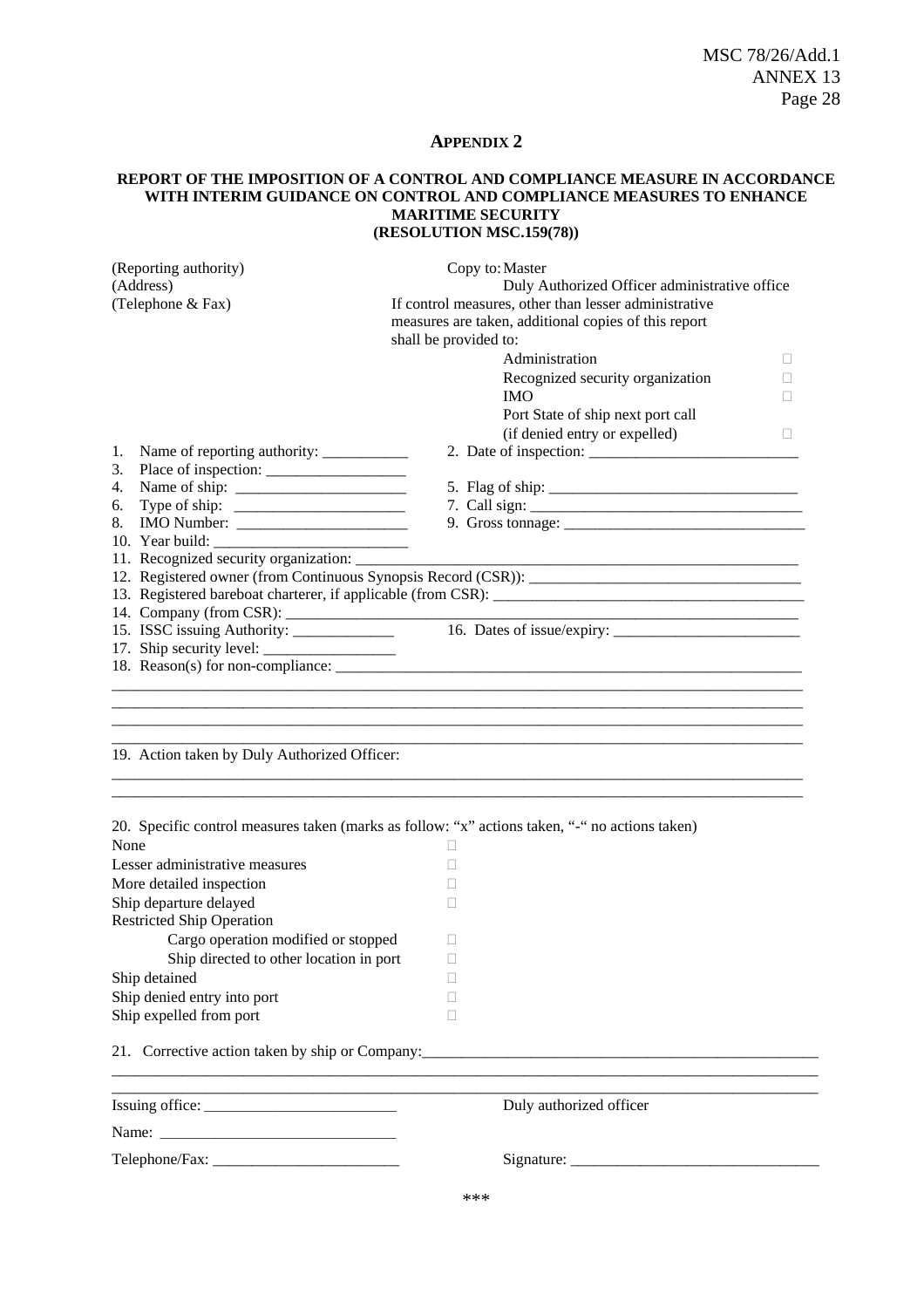## Appendix 2

**REPORT OF THE IMPOSITION OF A CONTROL AND COMPLIANCE MEASURE IN ACCORDANCE WITH INTERIM GUIDANCE ON CONTROL AND COMPLIANCE MEASURES TO ENHANCE MARITIME SECURITY (RESOLUTION MSC.159(78))**

(Reporting authority)
(Address)
(Telephone & Fax)

Copy to: Master
Duly Authorized Officer administrative office
If control measures, other than lesser administrative measures are taken, additional copies of this report shall be provided to:

| | |
|---|---|
| Administration | ☐ |
| Recognized security organization | ☐ |
| IMO | ☐ |
| Port State of ship next port call (if denied entry or expelled) | ☐ |

1. Name of reporting authority: ___________ 2. Date of inspection: ___________________________
3. Place of inspection: __________________
4. Name of ship: ______________________ 5. Flag of ship: ________________________________
6. Type of ship: ______________________ 7. Call sign: __________________________________
8. IMO Number: ______________________ 9. Gross tonnage: ______________________________
10. Year build: _________________________
11. Recognized security organization: _______________________________________________
12. Registered owner (from Continuous Synopsis Record (CSR)): __________________________
13. Registered bareboat charterer, if applicable (from CSR): ______________________________
14. Company (from CSR): ____________________________________________________
15. ISSC issuing Authority: _____________ 16. Dates of issue/expiry: ________________________
17. Ship security level: _________________
18. Reason(s) for non-compliance: _________________________________________________

______________________________________________________________________________
______________________________________________________________________________
______________________________________________________________________________
______________________________________________________________________________

19. Action taken by Duly Authorized Officer:

______________________________________________________________________________
______________________________________________________________________________

20. Specific control measures taken (marks as follow: "x" actions taken, "-" no actions taken)

| | |
|---|---|
| None | ☐ |
| Lesser administrative measures | ☐ |
| More detailed inspection | ☐ |
| Ship departure delayed | ☐ |
| Restricted Ship Operation | |
| Cargo operation modified or stopped | ☐ |
| Ship directed to other location in port | ☐ |
| Ship detained | ☐ |
| Ship denied entry into port | ☐ |
| Ship expelled from port | ☐ |

21. Corrective action taken by ship or Company:_______________________________________________

______________________________________________________________________________
______________________________________________________________________________

Issuing office: ________________________ Duly authorized officer

Name: ______________________________

Telephone/Fax: _______________________ Signature: _______________________________

\*\*\*